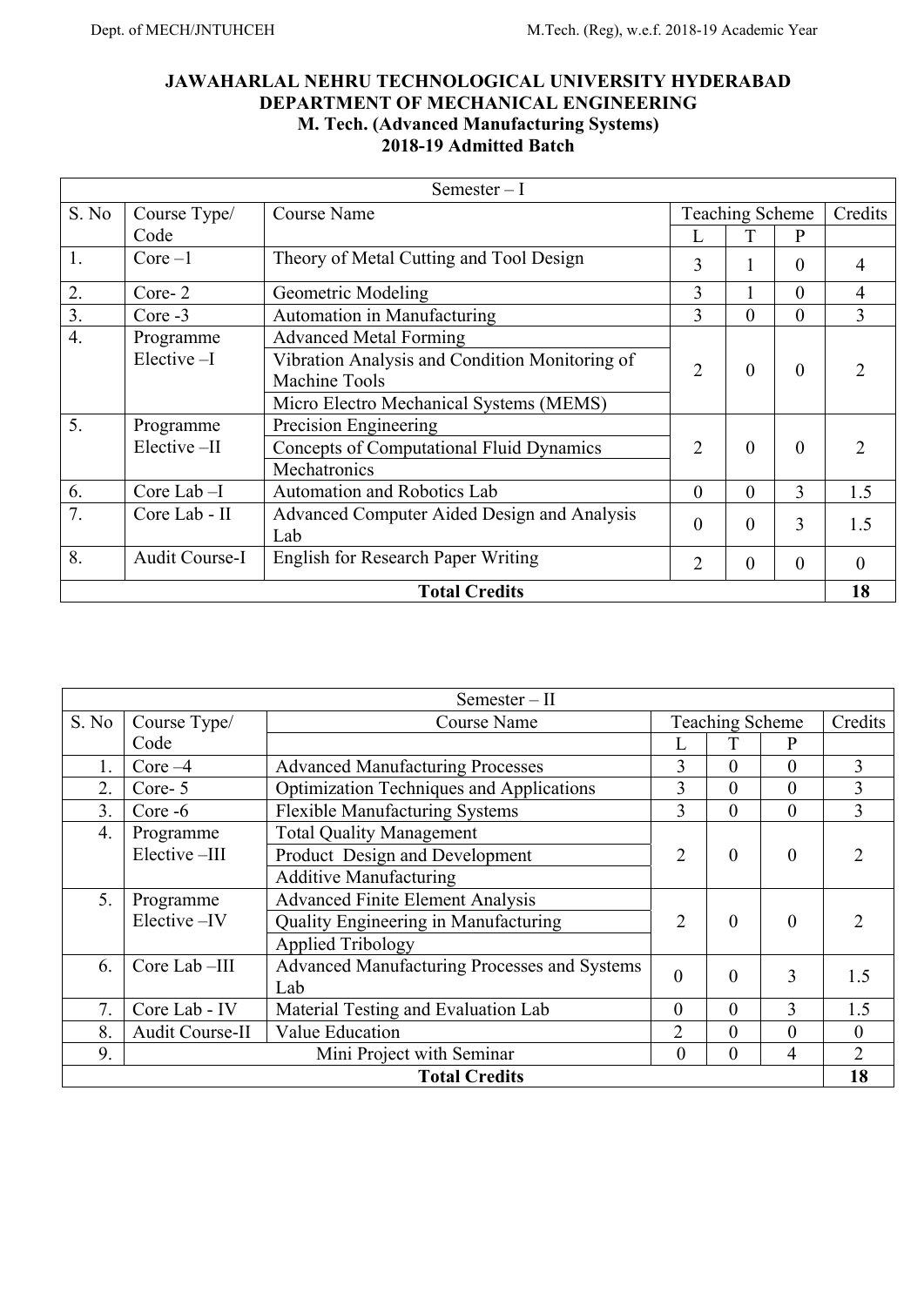**JAWAHARLAL NEHRU TECHNOLOGICAL UNIVERSITY HYDERABAD**
**DEPARTMENT OF MECHANICAL ENGINEERING**
**M. Tech. (Advanced Manufacturing Systems)**
**2018-19 Admitted Batch**

| Semester – I | | | | | | |
|---|---|---|---|---|---|---|
| S. No | Course Type/ Code | Course Name | Teaching Scheme | | | Credits |
| | | | L | T | P | |
| 1. | Core –1 | Theory of Metal Cutting and Tool Design | 3 | 1 | 0 | 4 |
| 2. | Core- 2 | Geometric Modeling | 3 | 1 | 0 | 4 |
| 3. | Core -3 | Automation in Manufacturing | 3 | 0 | 0 | 3 |
| 4. | Programme Elective –I | Advanced Metal Forming<br>Vibration Analysis and Condition Monitoring of Machine Tools<br>Micro Electro Mechanical Systems (MEMS) | 2 | 0 | 0 | 2 |
| 5. | Programme Elective –II | Precision Engineering<br>Concepts of Computational Fluid Dynamics<br>Mechatronics | 2 | 0 | 0 | 2 |
| 6. | Core Lab –I | Automation and Robotics Lab | 0 | 0 | 3 | 1.5 |
| 7. | Core Lab - II | Advanced Computer Aided Design and Analysis Lab | 0 | 0 | 3 | 1.5 |
| 8. | Audit Course-I | English for Research Paper Writing | 2 | 0 | 0 | 0 |
| **Total Credits** | | | | | | **18** |

| Semester – II | | | | | | |
|---|---|---|---|---|---|---|
| S. No | Course Type/ Code | Course Name | Teaching Scheme | | | Credits |
| | | | L | T | P | |
| 1. | Core –4 | Advanced Manufacturing Processes | 3 | 0 | 0 | 3 |
| 2. | Core- 5 | Optimization Techniques and Applications | 3 | 0 | 0 | 3 |
| 3. | Core -6 | Flexible Manufacturing Systems | 3 | 0 | 0 | 3 |
| 4. | Programme Elective –III | Total Quality Management<br>Product Design and Development<br>Additive Manufacturing | 2 | 0 | 0 | 2 |
| 5. | Programme Elective –IV | Advanced Finite Element Analysis<br>Quality Engineering in Manufacturing<br>Applied Tribology | 2 | 0 | 0 | 2 |
| 6. | Core Lab –III | Advanced Manufacturing Processes and Systems Lab | 0 | 0 | 3 | 1.5 |
| 7. | Core Lab - IV | Material Testing and Evaluation Lab | 0 | 0 | 3 | 1.5 |
| 8. | Audit Course-II | Value Education | 2 | 0 | 0 | 0 |
| 9. | Mini Project with Seminar | | 0 | 0 | 4 | 2 |
| **Total Credits** | | | | | | **18** |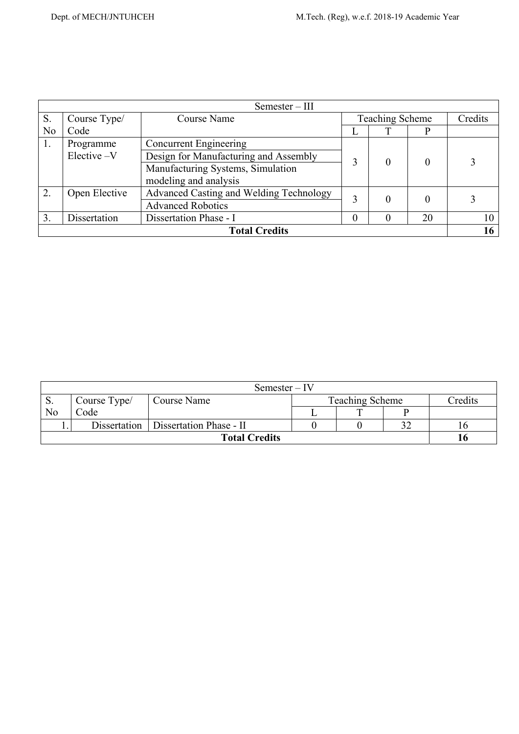| Semester – III | | | | | | |
|---|---|---|---|---|---|---|
| S. No | Course Type/ Code | Course Name | Teaching Scheme | | | Credits |
| | | | L | T | P | |
| 1. | Programme Elective –V | Concurrent Engineering | 3 | 0 | 0 | 3 |
| | | Design for Manufacturing and Assembly | | | | |
| | | Manufacturing Systems, Simulation modeling and analysis | | | | |
| 2. | Open Elective | Advanced Casting and Welding Technology | 3 | 0 | 0 | 3 |
| | | Advanced Robotics | | | | |
| 3. | Dissertation | Dissertation Phase - I | 0 | 0 | 20 | 10 |
| **Total Credits** | | | | | | **16** |

| Semester – IV | | | | | | |
|---|---|---|---|---|---|---|
| S. No | Course Type/ Code | Course Name | Teaching Scheme | | | Credits |
| | | | L | T | P | |
| 1. | Dissertation | Dissertation Phase - II | 0 | 0 | 32 | 16 |
| **Total Credits** | | | | | | **16** |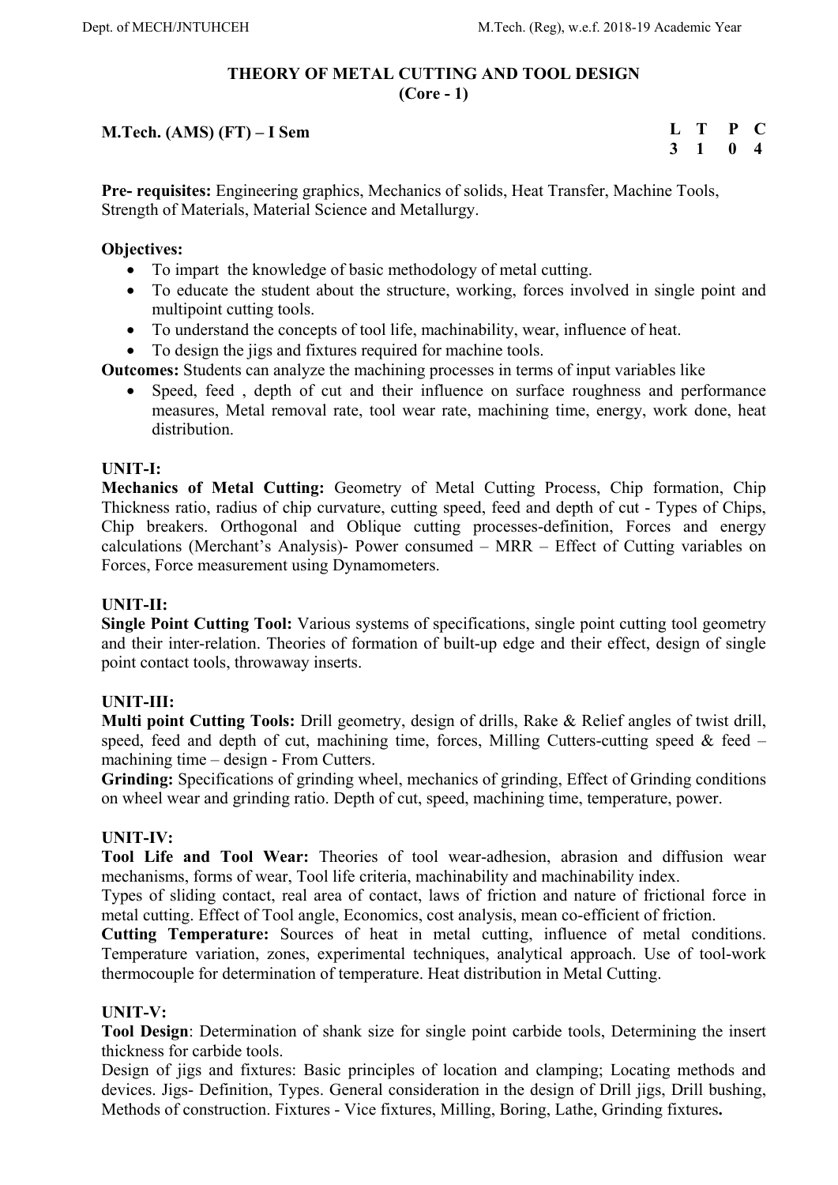# THEORY OF METAL CUTTING AND TOOL DESIGN
## (Core - 1)

**M.Tech. (AMS) (FT) – I Sem**

| L | T | P | C |
|---|---|---|---|
| 3 | 1 | 0 | 4 |

**Pre- requisites:** Engineering graphics, Mechanics of solids, Heat Transfer, Machine Tools, Strength of Materials, Material Science and Metallurgy.

**Objectives:**

- To impart the knowledge of basic methodology of metal cutting.
- To educate the student about the structure, working, forces involved in single point and multipoint cutting tools.
- To understand the concepts of tool life, machinability, wear, influence of heat.
- To design the jigs and fixtures required for machine tools.

**Outcomes:** Students can analyze the machining processes in terms of input variables like

- Speed, feed , depth of cut and their influence on surface roughness and performance measures, Metal removal rate, tool wear rate, machining time, energy, work done, heat distribution.

**UNIT-I:**

**Mechanics of Metal Cutting:** Geometry of Metal Cutting Process, Chip formation, Chip Thickness ratio, radius of chip curvature, cutting speed, feed and depth of cut - Types of Chips, Chip breakers. Orthogonal and Oblique cutting processes-definition, Forces and energy calculations (Merchant's Analysis)- Power consumed – MRR – Effect of Cutting variables on Forces, Force measurement using Dynamometers.

**UNIT-II:**

**Single Point Cutting Tool:** Various systems of specifications, single point cutting tool geometry and their inter-relation. Theories of formation of built-up edge and their effect, design of single point contact tools, throwaway inserts.

**UNIT-III:**

**Multi point Cutting Tools:** Drill geometry, design of drills, Rake & Relief angles of twist drill, speed, feed and depth of cut, machining time, forces, Milling Cutters-cutting speed & feed – machining time – design - From Cutters.

**Grinding:** Specifications of grinding wheel, mechanics of grinding, Effect of Grinding conditions on wheel wear and grinding ratio. Depth of cut, speed, machining time, temperature, power.

**UNIT-IV:**

**Tool Life and Tool Wear:** Theories of tool wear-adhesion, abrasion and diffusion wear mechanisms, forms of wear, Tool life criteria, machinability and machinability index.

Types of sliding contact, real area of contact, laws of friction and nature of frictional force in metal cutting. Effect of Tool angle, Economics, cost analysis, mean co-efficient of friction.

**Cutting Temperature:** Sources of heat in metal cutting, influence of metal conditions. Temperature variation, zones, experimental techniques, analytical approach. Use of tool-work thermocouple for determination of temperature. Heat distribution in Metal Cutting.

**UNIT-V:**

**Tool Design**: Determination of shank size for single point carbide tools, Determining the insert thickness for carbide tools.

Design of jigs and fixtures: Basic principles of location and clamping; Locating methods and devices. Jigs- Definition, Types. General consideration in the design of Drill jigs, Drill bushing, Methods of construction. Fixtures - Vice fixtures, Milling, Boring, Lathe, Grinding fixtures**.**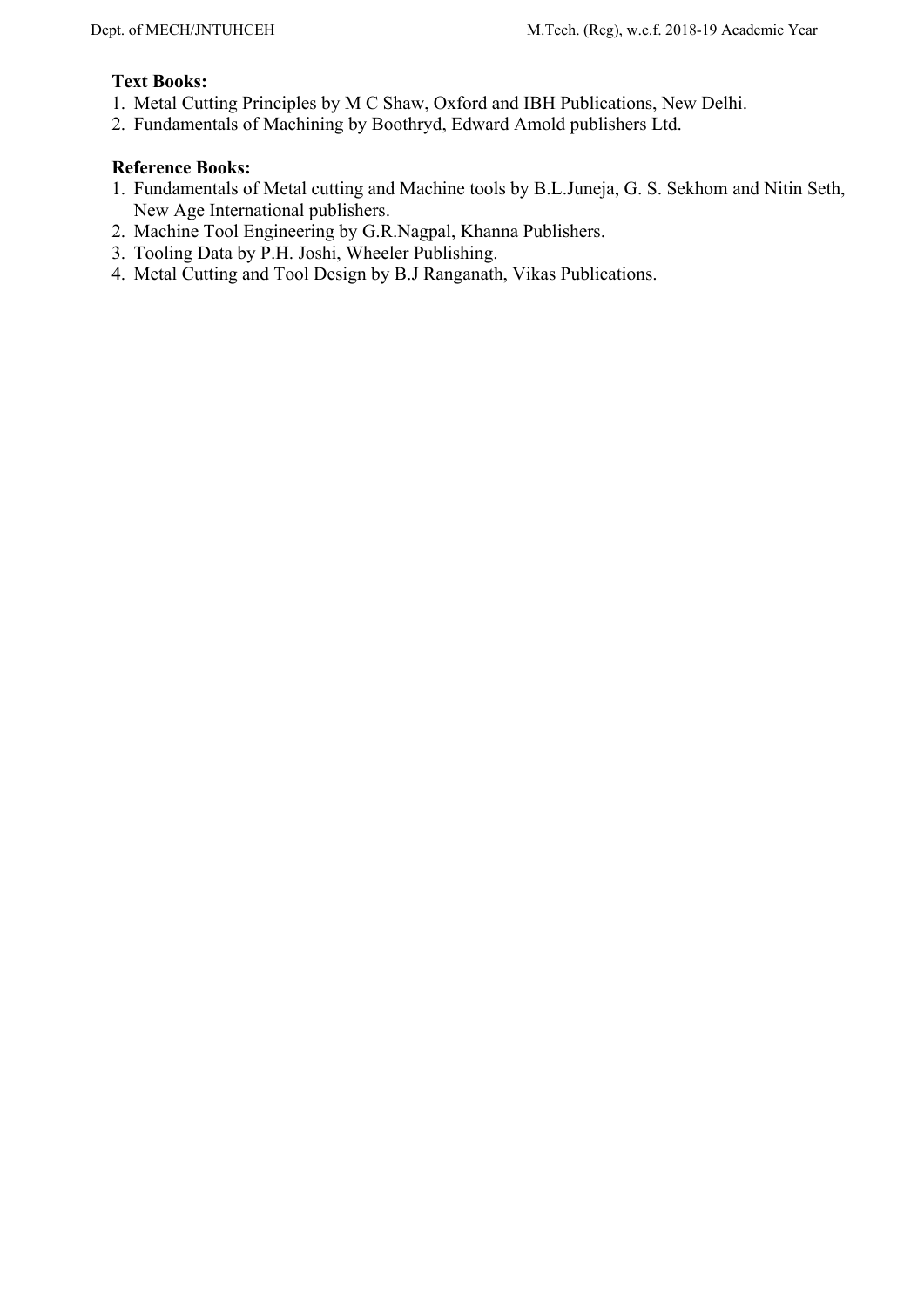**Text Books:**

1. Metal Cutting Principles by M C Shaw, Oxford and IBH Publications, New Delhi.
2. Fundamentals of Machining by Boothryd, Edward Amold publishers Ltd.

**Reference Books:**

1. Fundamentals of Metal cutting and Machine tools by B.L.Juneja, G. S. Sekhom and Nitin Seth, New Age International publishers.
2. Machine Tool Engineering by G.R.Nagpal, Khanna Publishers.
3. Tooling Data by P.H. Joshi, Wheeler Publishing.
4. Metal Cutting and Tool Design by B.J Ranganath, Vikas Publications.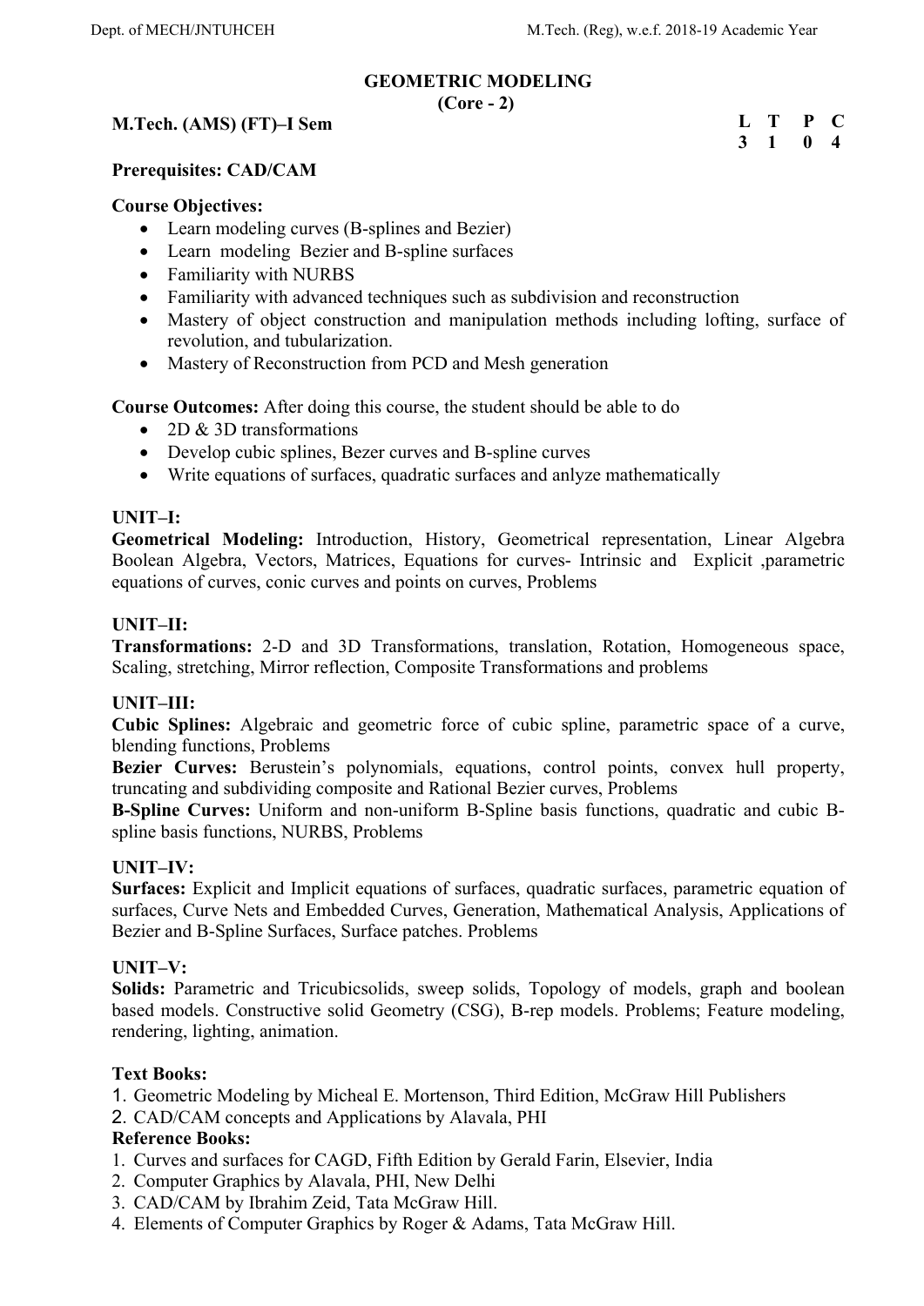# GEOMETRIC MODELING

**(Core - 2)**

**M.Tech. (AMS) (FT)–I Sem**

| L | T | P | C |
|---|---|---|---|
| 3 | 1 | 0 | 4 |

**Prerequisites: CAD/CAM**

**Course Objectives:**

- Learn modeling curves (B-splines and Bezier)
- Learn modeling Bezier and B-spline surfaces
- Familiarity with NURBS
- Familiarity with advanced techniques such as subdivision and reconstruction
- Mastery of object construction and manipulation methods including lofting, surface of revolution, and tubularization.
- Mastery of Reconstruction from PCD and Mesh generation

**Course Outcomes:** After doing this course, the student should be able to do

- 2D & 3D transformations
- Develop cubic splines, Bezer curves and B-spline curves
- Write equations of surfaces, quadratic surfaces and anlyze mathematically

**UNIT–I:**

**Geometrical Modeling:** Introduction, History, Geometrical representation, Linear Algebra Boolean Algebra, Vectors, Matrices, Equations for curves- Intrinsic and Explicit ,parametric equations of curves, conic curves and points on curves, Problems

**UNIT–II:**

**Transformations:** 2-D and 3D Transformations, translation, Rotation, Homogeneous space, Scaling, stretching, Mirror reflection, Composite Transformations and problems

**UNIT–III:**

**Cubic Splines:** Algebraic and geometric force of cubic spline, parametric space of a curve, blending functions, Problems

**Bezier Curves:** Berustein's polynomials, equations, control points, convex hull property, truncating and subdividing composite and Rational Bezier curves, Problems

**B-Spline Curves:** Uniform and non-uniform B-Spline basis functions, quadratic and cubic B-spline basis functions, NURBS, Problems

**UNIT–IV:**

**Surfaces:** Explicit and Implicit equations of surfaces, quadratic surfaces, parametric equation of surfaces, Curve Nets and Embedded Curves, Generation, Mathematical Analysis, Applications of Bezier and B-Spline Surfaces, Surface patches. Problems

**UNIT–V:**

**Solids:** Parametric and Tricubicsolids, sweep solids, Topology of models, graph and boolean based models. Constructive solid Geometry (CSG), B-rep models. Problems; Feature modeling, rendering, lighting, animation.

**Text Books:**

1. Geometric Modeling by Micheal E. Mortenson, Third Edition, McGraw Hill Publishers
2. CAD/CAM concepts and Applications by Alavala, PHI

**Reference Books:**

1. Curves and surfaces for CAGD, Fifth Edition by Gerald Farin, Elsevier, India
2. Computer Graphics by Alavala, PHI, New Delhi
3. CAD/CAM by Ibrahim Zeid, Tata McGraw Hill.
4. Elements of Computer Graphics by Roger & Adams, Tata McGraw Hill.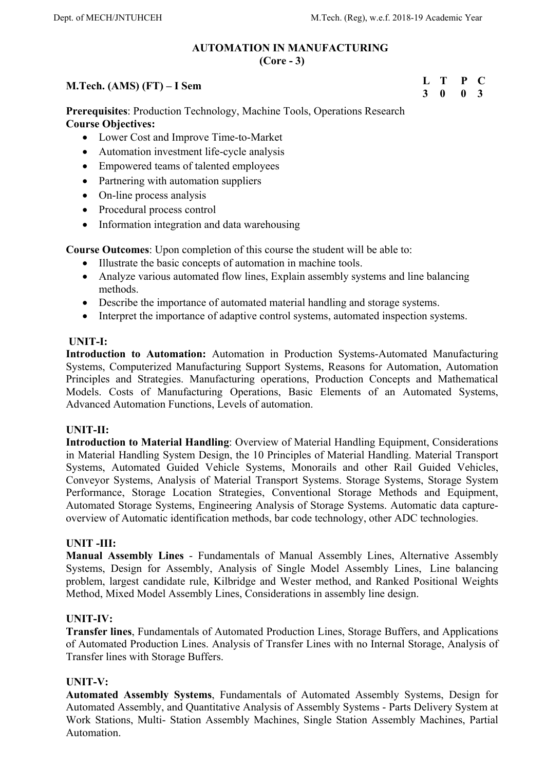# AUTOMATION IN MANUFACTURING
## (Core - 3)

**M.Tech. (AMS) (FT) – I Sem**

| L | T | P | C |
|---|---|---|---|
| 3 | 0 | 0 | 3 |

**Prerequisites**: Production Technology, Machine Tools, Operations Research

**Course Objectives:**

- Lower Cost and Improve Time-to-Market
- Automation investment life-cycle analysis
- Empowered teams of talented employees
- Partnering with automation suppliers
- On-line process analysis
- Procedural process control
- Information integration and data warehousing

**Course Outcomes**: Upon completion of this course the student will be able to:

- Illustrate the basic concepts of automation in machine tools.
- Analyze various automated flow lines, Explain assembly systems and line balancing methods.
- Describe the importance of automated material handling and storage systems.
- Interpret the importance of adaptive control systems, automated inspection systems.

**UNIT-I:**

**Introduction to Automation:** Automation in Production Systems-Automated Manufacturing Systems, Computerized Manufacturing Support Systems, Reasons for Automation, Automation Principles and Strategies. Manufacturing operations, Production Concepts and Mathematical Models. Costs of Manufacturing Operations, Basic Elements of an Automated Systems, Advanced Automation Functions, Levels of automation.

**UNIT-II:**

**Introduction to Material Handling**: Overview of Material Handling Equipment, Considerations in Material Handling System Design, the 10 Principles of Material Handling. Material Transport Systems, Automated Guided Vehicle Systems, Monorails and other Rail Guided Vehicles, Conveyor Systems, Analysis of Material Transport Systems. Storage Systems, Storage System Performance, Storage Location Strategies, Conventional Storage Methods and Equipment, Automated Storage Systems, Engineering Analysis of Storage Systems. Automatic data capture-overview of Automatic identification methods, bar code technology, other ADC technologies.

**UNIT -III:**

**Manual Assembly Lines** - Fundamentals of Manual Assembly Lines, Alternative Assembly Systems, Design for Assembly, Analysis of Single Model Assembly Lines, Line balancing problem, largest candidate rule, Kilbridge and Wester method, and Ranked Positional Weights Method, Mixed Model Assembly Lines, Considerations in assembly line design.

**UNIT-IV:**

**Transfer lines**, Fundamentals of Automated Production Lines, Storage Buffers, and Applications of Automated Production Lines. Analysis of Transfer Lines with no Internal Storage, Analysis of Transfer lines with Storage Buffers.

**UNIT-V:**

**Automated Assembly Systems**, Fundamentals of Automated Assembly Systems, Design for Automated Assembly, and Quantitative Analysis of Assembly Systems - Parts Delivery System at Work Stations, Multi- Station Assembly Machines, Single Station Assembly Machines, Partial Automation.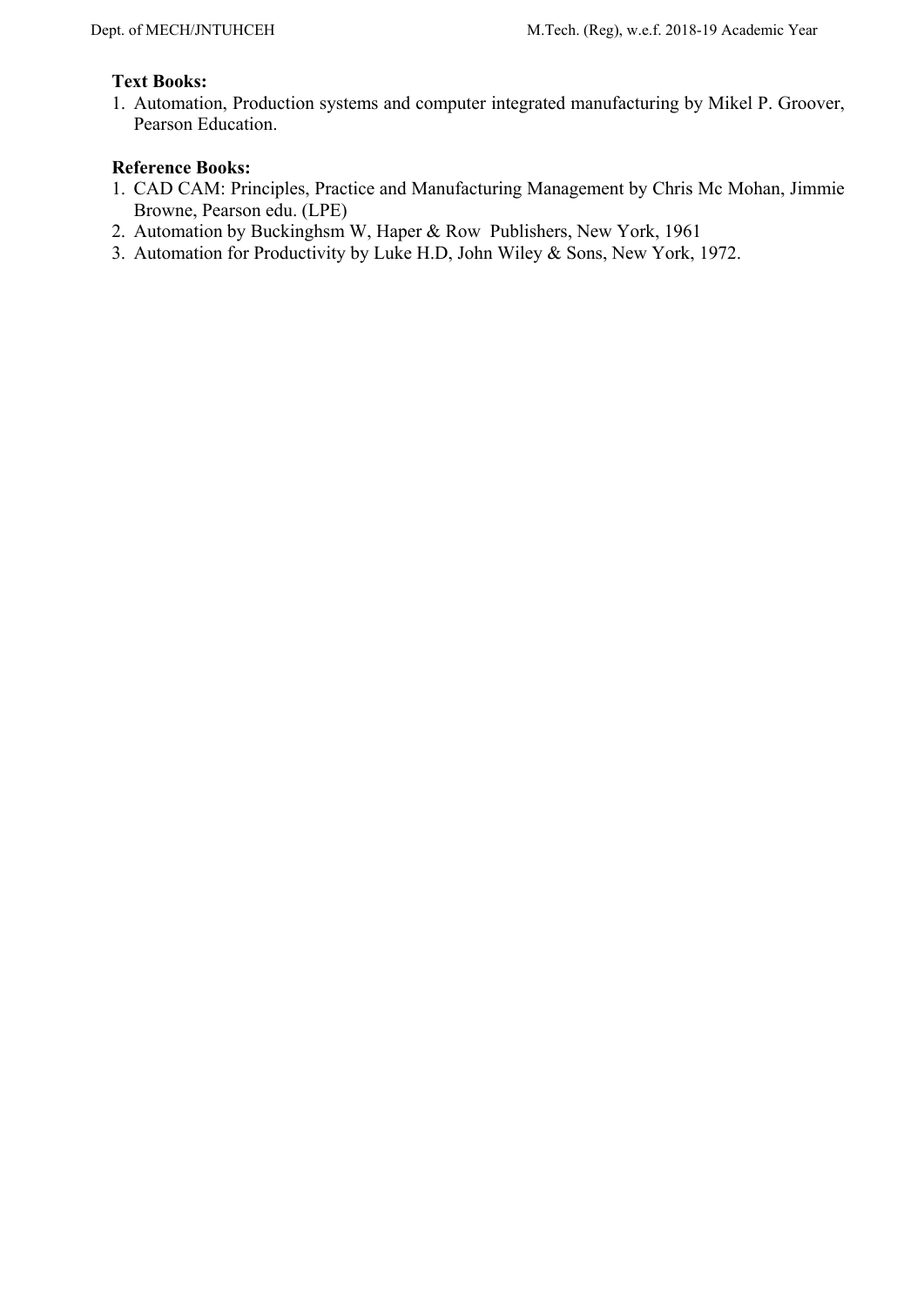**Text Books:**

1. Automation, Production systems and computer integrated manufacturing by Mikel P. Groover, Pearson Education.

**Reference Books:**

1. CAD CAM: Principles, Practice and Manufacturing Management by Chris Mc Mohan, Jimmie Browne, Pearson edu. (LPE)
2. Automation by Buckinghsm W, Haper & Row Publishers, New York, 1961
3. Automation for Productivity by Luke H.D, John Wiley & Sons, New York, 1972.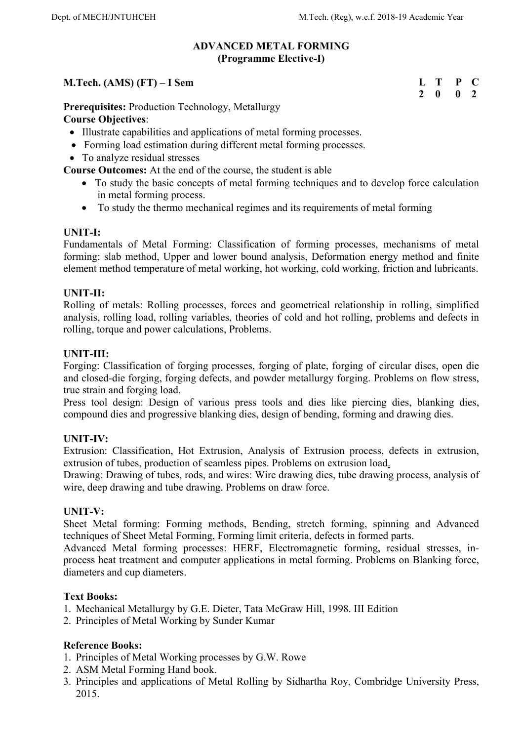## ADVANCED METAL FORMING
### (Programme Elective-I)

**M.Tech. (AMS) (FT) – I Sem**

| L | T | P | C |
|---|---|---|---|
| 2 | 0 | 0 | 2 |

**Prerequisites:** Production Technology, Metallurgy

**Course Objectives**:

- Illustrate capabilities and applications of metal forming processes.
- Forming load estimation during different metal forming processes.
- To analyze residual stresses

**Course Outcomes:** At the end of the course, the student is able

- To study the basic concepts of metal forming techniques and to develop force calculation in metal forming process.
- To study the thermo mechanical regimes and its requirements of metal forming

**UNIT-I:**

Fundamentals of Metal Forming: Classification of forming processes, mechanisms of metal forming: slab method, Upper and lower bound analysis, Deformation energy method and finite element method temperature of metal working, hot working, cold working, friction and lubricants.

**UNIT-II:**

Rolling of metals: Rolling processes, forces and geometrical relationship in rolling, simplified analysis, rolling load, rolling variables, theories of cold and hot rolling, problems and defects in rolling, torque and power calculations, Problems.

**UNIT-III:**

Forging: Classification of forging processes, forging of plate, forging of circular discs, open die and closed-die forging, forging defects, and powder metallurgy forging. Problems on flow stress, true strain and forging load.

Press tool design: Design of various press tools and dies like piercing dies, blanking dies, compound dies and progressive blanking dies, design of bending, forming and drawing dies.

**UNIT-IV:**

Extrusion: Classification, Hot Extrusion, Analysis of Extrusion process, defects in extrusion, extrusion of tubes, production of seamless pipes. Problems on extrusion load.

Drawing: Drawing of tubes, rods, and wires: Wire drawing dies, tube drawing process, analysis of wire, deep drawing and tube drawing. Problems on draw force.

**UNIT-V:**

Sheet Metal forming: Forming methods, Bending, stretch forming, spinning and Advanced techniques of Sheet Metal Forming, Forming limit criteria, defects in formed parts.

Advanced Metal forming processes: HERF, Electromagnetic forming, residual stresses, in-process heat treatment and computer applications in metal forming. Problems on Blanking force, diameters and cup diameters.

**Text Books:**

1. Mechanical Metallurgy by G.E. Dieter, Tata McGraw Hill, 1998. III Edition
2. Principles of Metal Working by Sunder Kumar

**Reference Books:**

1. Principles of Metal Working processes by G.W. Rowe
2. ASM Metal Forming Hand book.
3. Principles and applications of Metal Rolling by Sidhartha Roy, Combridge University Press, 2015.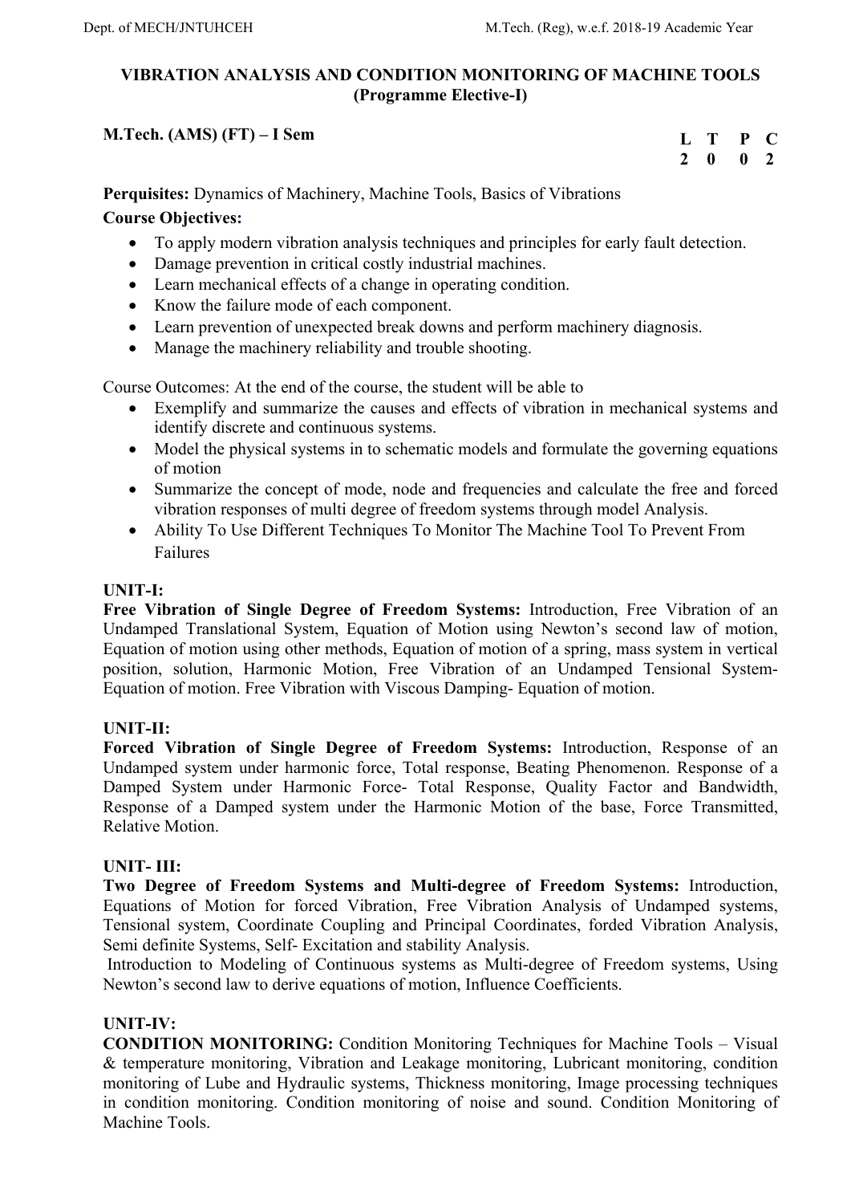## VIBRATION ANALYSIS AND CONDITION MONITORING OF MACHINE TOOLS (Programme Elective-I)

**M.Tech. (AMS) (FT) – I Sem**

| L | T | P | C |
|---|---|---|---|
| 2 | 0 | 0 | 2 |

**Perquisites:** Dynamics of Machinery, Machine Tools, Basics of Vibrations

**Course Objectives:**

- To apply modern vibration analysis techniques and principles for early fault detection.
- Damage prevention in critical costly industrial machines.
- Learn mechanical effects of a change in operating condition.
- Know the failure mode of each component.
- Learn prevention of unexpected break downs and perform machinery diagnosis.
- Manage the machinery reliability and trouble shooting.

Course Outcomes: At the end of the course, the student will be able to

- Exemplify and summarize the causes and effects of vibration in mechanical systems and identify discrete and continuous systems.
- Model the physical systems in to schematic models and formulate the governing equations of motion
- Summarize the concept of mode, node and frequencies and calculate the free and forced vibration responses of multi degree of freedom systems through model Analysis.
- Ability To Use Different Techniques To Monitor The Machine Tool To Prevent From Failures

**UNIT-I:**

**Free Vibration of Single Degree of Freedom Systems:** Introduction, Free Vibration of an Undamped Translational System, Equation of Motion using Newton's second law of motion, Equation of motion using other methods, Equation of motion of a spring, mass system in vertical position, solution, Harmonic Motion, Free Vibration of an Undamped Tensional System-Equation of motion. Free Vibration with Viscous Damping- Equation of motion.

**UNIT-II:**

**Forced Vibration of Single Degree of Freedom Systems:** Introduction, Response of an Undamped system under harmonic force, Total response, Beating Phenomenon. Response of a Damped System under Harmonic Force- Total Response, Quality Factor and Bandwidth, Response of a Damped system under the Harmonic Motion of the base, Force Transmitted, Relative Motion.

**UNIT- III:**

**Two Degree of Freedom Systems and Multi-degree of Freedom Systems:** Introduction, Equations of Motion for forced Vibration, Free Vibration Analysis of Undamped systems, Tensional system, Coordinate Coupling and Principal Coordinates, forded Vibration Analysis, Semi definite Systems, Self- Excitation and stability Analysis.

Introduction to Modeling of Continuous systems as Multi-degree of Freedom systems, Using Newton's second law to derive equations of motion, Influence Coefficients.

**UNIT-IV:**

**CONDITION MONITORING:** Condition Monitoring Techniques for Machine Tools – Visual & temperature monitoring, Vibration and Leakage monitoring, Lubricant monitoring, condition monitoring of Lube and Hydraulic systems, Thickness monitoring, Image processing techniques in condition monitoring. Condition monitoring of noise and sound. Condition Monitoring of Machine Tools.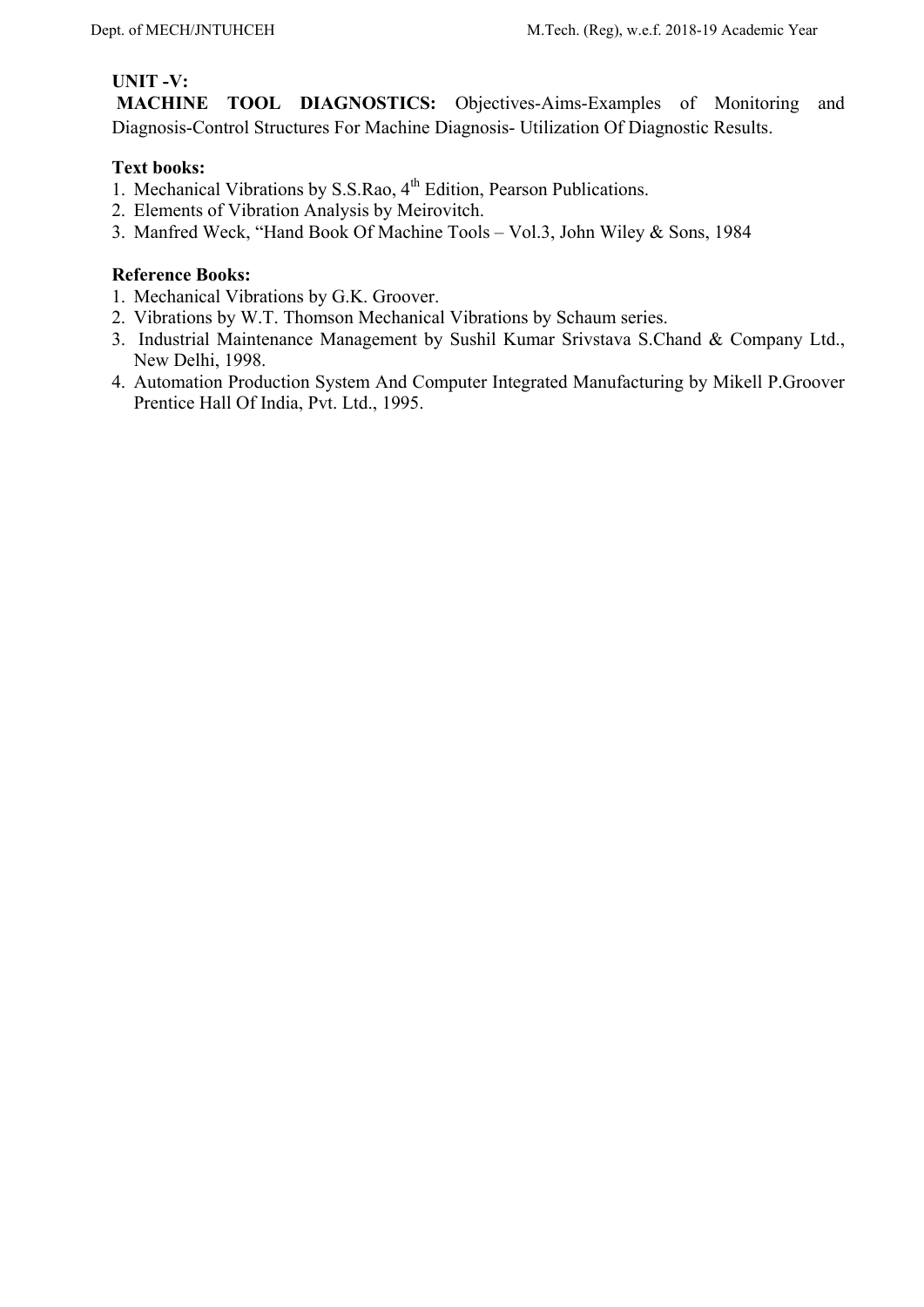**UNIT -V:**

**MACHINE TOOL DIAGNOSTICS:** Objectives-Aims-Examples of Monitoring and Diagnosis-Control Structures For Machine Diagnosis- Utilization Of Diagnostic Results.

**Text books:**

1. Mechanical Vibrations by S.S.Rao, 4th Edition, Pearson Publications.
2. Elements of Vibration Analysis by Meirovitch.
3. Manfred Weck, "Hand Book Of Machine Tools – Vol.3, John Wiley & Sons, 1984

**Reference Books:**

1. Mechanical Vibrations by G.K. Groover.
2. Vibrations by W.T. Thomson Mechanical Vibrations by Schaum series.
3. Industrial Maintenance Management by Sushil Kumar Srivstava S.Chand & Company Ltd., New Delhi, 1998.
4. Automation Production System And Computer Integrated Manufacturing by Mikell P.Groover Prentice Hall Of India, Pvt. Ltd., 1995.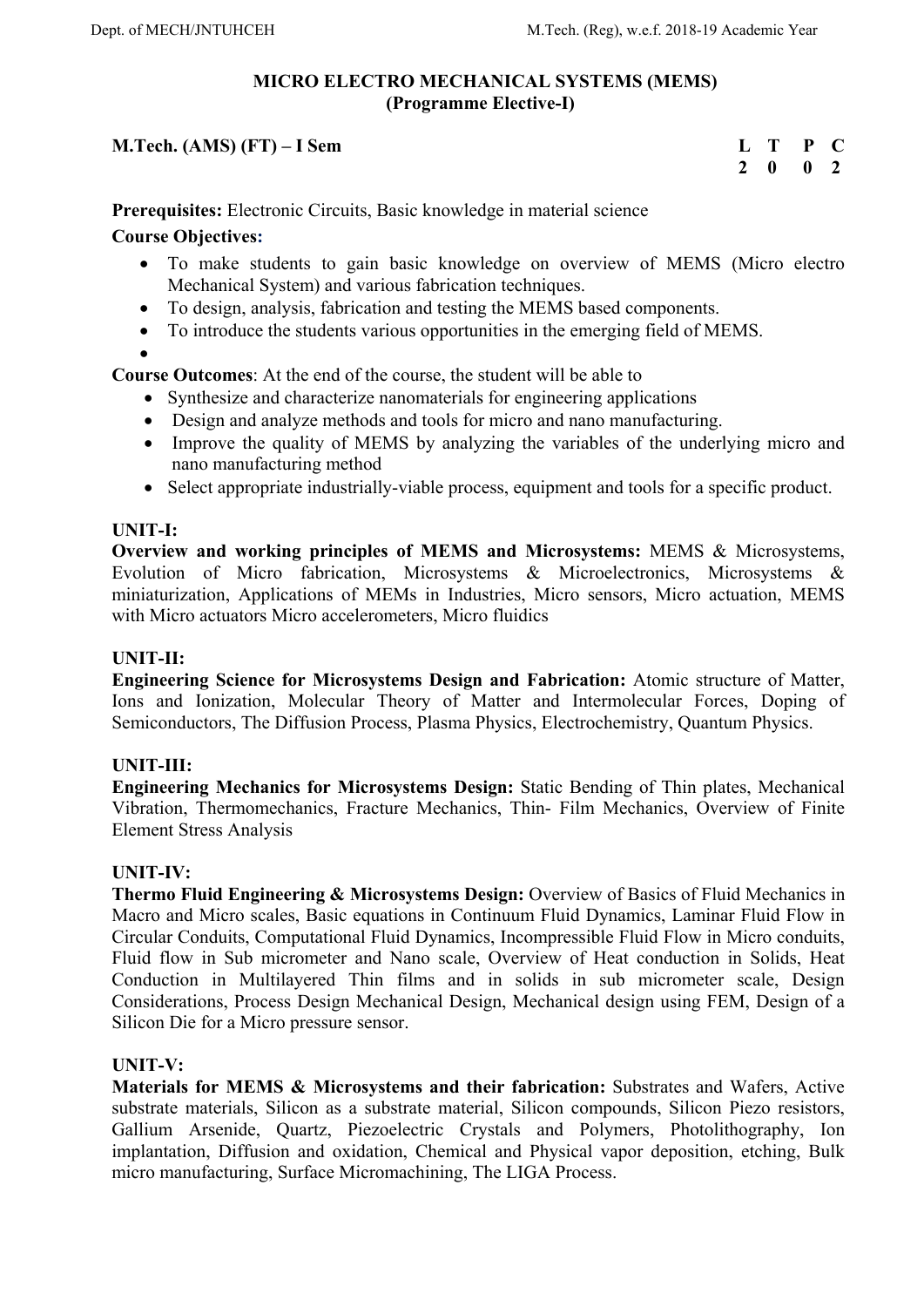## MICRO ELECTRO MECHANICAL SYSTEMS (MEMS)
### (Programme Elective-I)

**M.Tech. (AMS) (FT) – I Sem**

| L | T | P | C |
|---|---|---|---|
| 2 | 0 | 0 | 2 |

**Prerequisites:** Electronic Circuits, Basic knowledge in material science

**Course Objectives:**

- To make students to gain basic knowledge on overview of MEMS (Micro electro Mechanical System) and various fabrication techniques.
- To design, analysis, fabrication and testing the MEMS based components.
- To introduce the students various opportunities in the emerging field of MEMS.
- 

**Course Outcomes**: At the end of the course, the student will be able to

- Synthesize and characterize nanomaterials for engineering applications
- Design and analyze methods and tools for micro and nano manufacturing.
- Improve the quality of MEMS by analyzing the variables of the underlying micro and nano manufacturing method
- Select appropriate industrially-viable process, equipment and tools for a specific product.

**UNIT-I:**

**Overview and working principles of MEMS and Microsystems:** MEMS & Microsystems, Evolution of Micro fabrication, Microsystems & Microelectronics, Microsystems & miniaturization, Applications of MEMs in Industries, Micro sensors, Micro actuation, MEMS with Micro actuators Micro accelerometers, Micro fluidics

**UNIT-II:**

**Engineering Science for Microsystems Design and Fabrication:** Atomic structure of Matter, Ions and Ionization, Molecular Theory of Matter and Intermolecular Forces, Doping of Semiconductors, The Diffusion Process, Plasma Physics, Electrochemistry, Quantum Physics.

**UNIT-III:**

**Engineering Mechanics for Microsystems Design:** Static Bending of Thin plates, Mechanical Vibration, Thermomechanics, Fracture Mechanics, Thin- Film Mechanics, Overview of Finite Element Stress Analysis

**UNIT-IV:**

**Thermo Fluid Engineering & Microsystems Design:** Overview of Basics of Fluid Mechanics in Macro and Micro scales, Basic equations in Continuum Fluid Dynamics, Laminar Fluid Flow in Circular Conduits, Computational Fluid Dynamics, Incompressible Fluid Flow in Micro conduits, Fluid flow in Sub micrometer and Nano scale, Overview of Heat conduction in Solids, Heat Conduction in Multilayered Thin films and in solids in sub micrometer scale, Design Considerations, Process Design Mechanical Design, Mechanical design using FEM, Design of a Silicon Die for a Micro pressure sensor.

**UNIT-V:**

**Materials for MEMS & Microsystems and their fabrication:** Substrates and Wafers, Active substrate materials, Silicon as a substrate material, Silicon compounds, Silicon Piezo resistors, Gallium Arsenide, Quartz, Piezoelectric Crystals and Polymers, Photolithography, Ion implantation, Diffusion and oxidation, Chemical and Physical vapor deposition, etching, Bulk micro manufacturing, Surface Micromachining, The LIGA Process.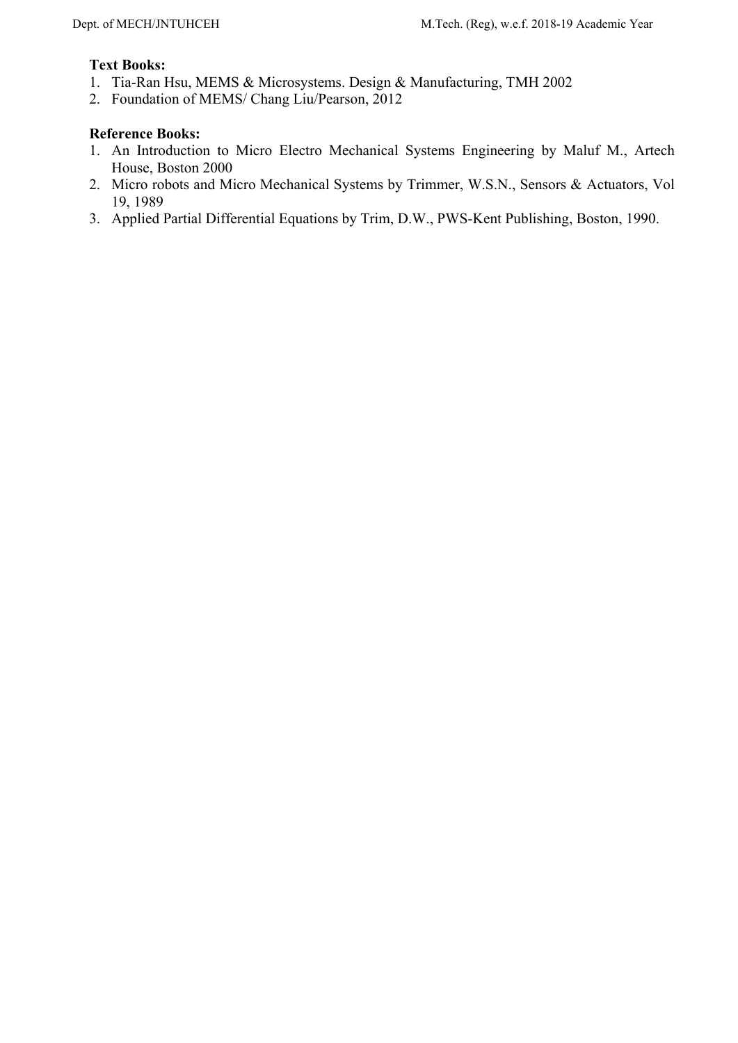**Text Books:**

1. Tia-Ran Hsu, MEMS & Microsystems. Design & Manufacturing, TMH 2002
2. Foundation of MEMS/ Chang Liu/Pearson, 2012

**Reference Books:**

1. An Introduction to Micro Electro Mechanical Systems Engineering by Maluf M., Artech House, Boston 2000
2. Micro robots and Micro Mechanical Systems by Trimmer, W.S.N., Sensors & Actuators, Vol 19, 1989
3. Applied Partial Differential Equations by Trim, D.W., PWS-Kent Publishing, Boston, 1990.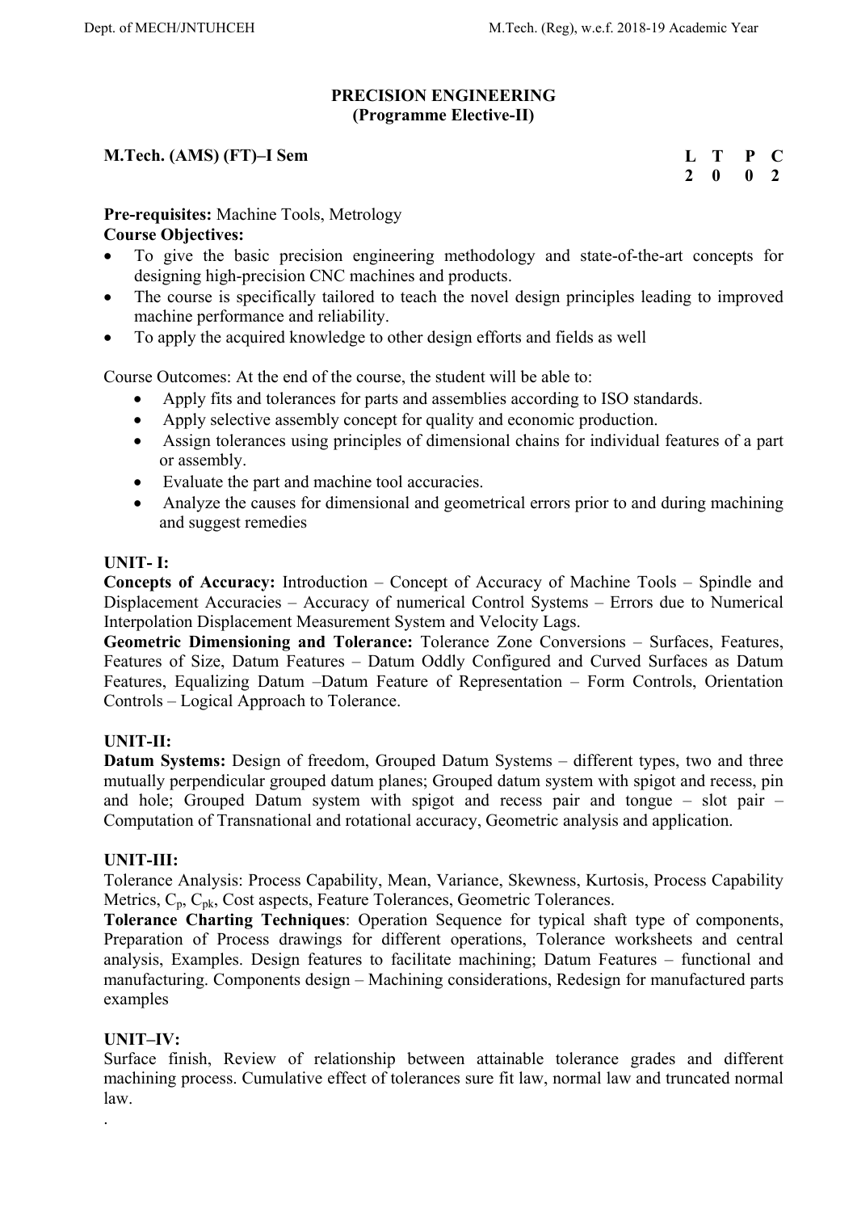# PRECISION ENGINEERING
## (Programme Elective-II)

**M.Tech. (AMS) (FT)–I Sem**

| L | T | P | C |
|---|---|---|---|
| 2 | 0 | 0 | 2 |

**Pre-requisites:** Machine Tools, Metrology

**Course Objectives:**

- To give the basic precision engineering methodology and state-of-the-art concepts for designing high-precision CNC machines and products.
- The course is specifically tailored to teach the novel design principles leading to improved machine performance and reliability.
- To apply the acquired knowledge to other design efforts and fields as well

Course Outcomes: At the end of the course, the student will be able to:

- Apply fits and tolerances for parts and assemblies according to ISO standards.
- Apply selective assembly concept for quality and economic production.
- Assign tolerances using principles of dimensional chains for individual features of a part or assembly.
- Evaluate the part and machine tool accuracies.
- Analyze the causes for dimensional and geometrical errors prior to and during machining and suggest remedies

### UNIT- I:

**Concepts of Accuracy:** Introduction – Concept of Accuracy of Machine Tools – Spindle and Displacement Accuracies – Accuracy of numerical Control Systems – Errors due to Numerical Interpolation Displacement Measurement System and Velocity Lags.

**Geometric Dimensioning and Tolerance:** Tolerance Zone Conversions – Surfaces, Features, Features of Size, Datum Features – Datum Oddly Configured and Curved Surfaces as Datum Features, Equalizing Datum –Datum Feature of Representation – Form Controls, Orientation Controls – Logical Approach to Tolerance.

### UNIT-II:

**Datum Systems:** Design of freedom, Grouped Datum Systems – different types, two and three mutually perpendicular grouped datum planes; Grouped datum system with spigot and recess, pin and hole; Grouped Datum system with spigot and recess pair and tongue – slot pair – Computation of Transnational and rotational accuracy, Geometric analysis and application.

### UNIT-III:

Tolerance Analysis: Process Capability, Mean, Variance, Skewness, Kurtosis, Process Capability Metrics, $C_p$, $C_{pk}$, Cost aspects, Feature Tolerances, Geometric Tolerances.

**Tolerance Charting Techniques**: Operation Sequence for typical shaft type of components, Preparation of Process drawings for different operations, Tolerance worksheets and central analysis, Examples. Design features to facilitate machining; Datum Features – functional and manufacturing. Components design – Machining considerations, Redesign for manufactured parts examples

### UNIT–IV:

Surface finish, Review of relationship between attainable tolerance grades and different machining process. Cumulative effect of tolerances sure fit law, normal law and truncated normal law.

.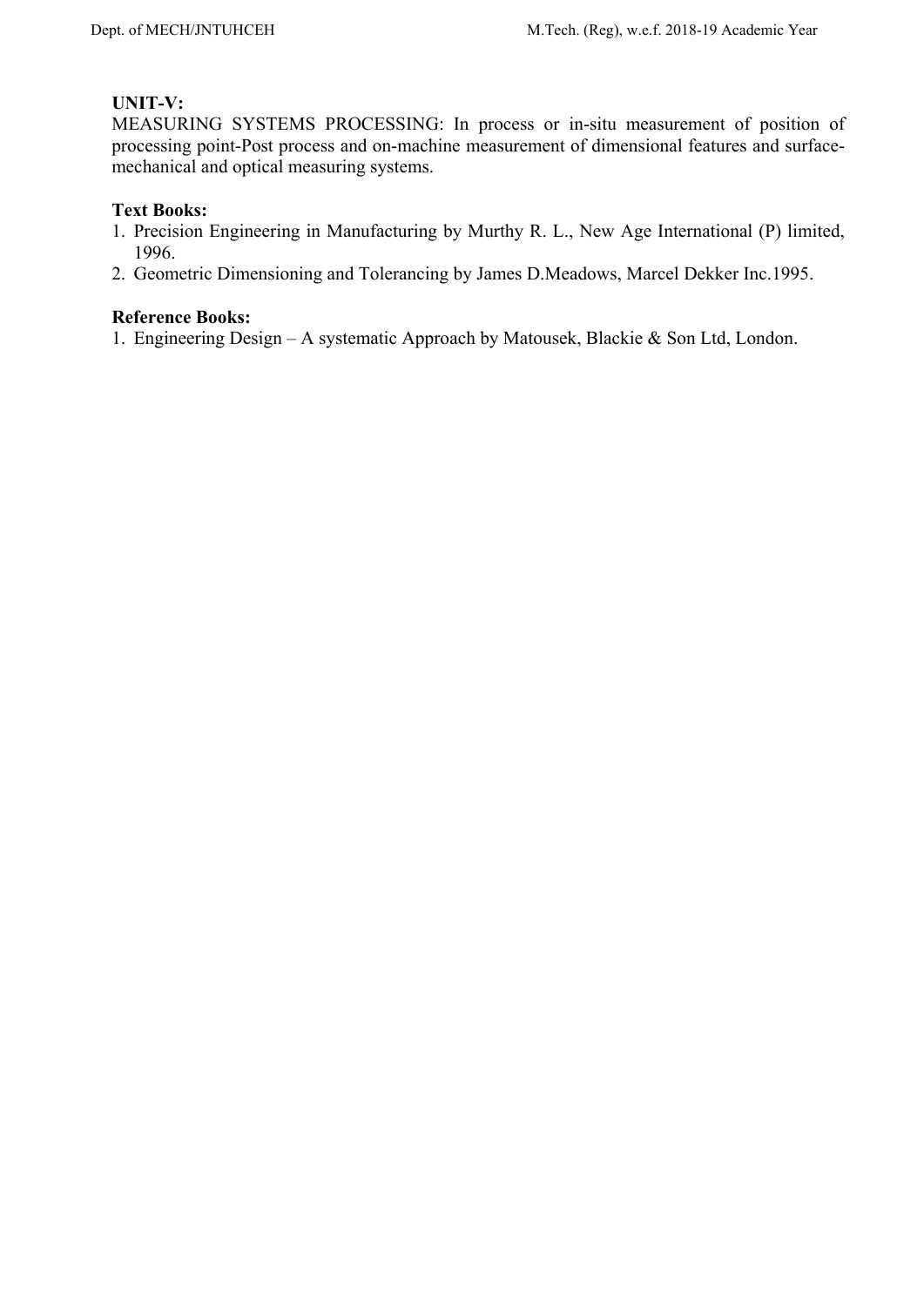**UNIT-V:**
MEASURING SYSTEMS PROCESSING: In process or in-situ measurement of position of processing point-Post process and on-machine measurement of dimensional features and surface-mechanical and optical measuring systems.

**Text Books:**
1. Precision Engineering in Manufacturing by Murthy R. L., New Age International (P) limited, 1996.
2. Geometric Dimensioning and Tolerancing by James D.Meadows, Marcel Dekker Inc.1995.

**Reference Books:**
1. Engineering Design – A systematic Approach by Matousek, Blackie & Son Ltd, London.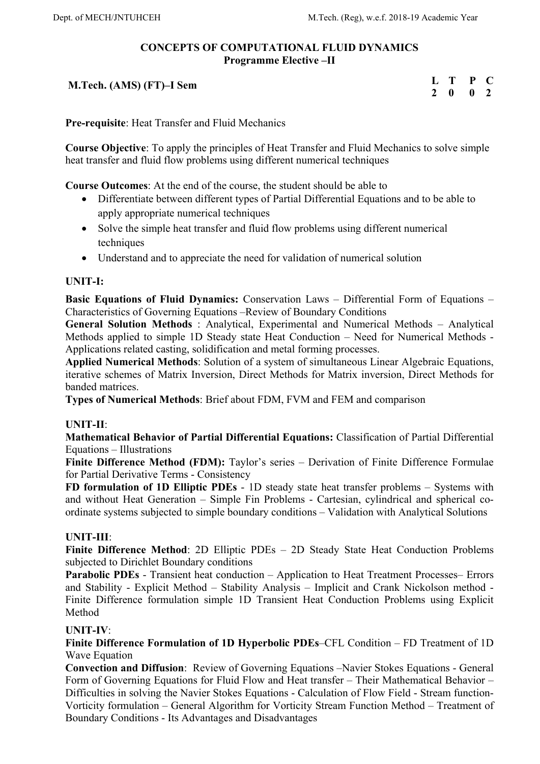## CONCEPTS OF COMPUTATIONAL FLUID DYNAMICS
### Programme Elective –II

**M.Tech. (AMS) (FT)–I Sem**

| L | T | P | C |
|---|---|---|---|
| 2 | 0 | 0 | 2 |

**Pre-requisite**: Heat Transfer and Fluid Mechanics

**Course Objective**: To apply the principles of Heat Transfer and Fluid Mechanics to solve simple heat transfer and fluid flow problems using different numerical techniques

**Course Outcomes**: At the end of the course, the student should be able to

- Differentiate between different types of Partial Differential Equations and to be able to apply appropriate numerical techniques
- Solve the simple heat transfer and fluid flow problems using different numerical techniques
- Understand and to appreciate the need for validation of numerical solution

**UNIT-I:**

**Basic Equations of Fluid Dynamics:** Conservation Laws – Differential Form of Equations – Characteristics of Governing Equations –Review of Boundary Conditions

**General Solution Methods** : Analytical, Experimental and Numerical Methods – Analytical Methods applied to simple 1D Steady state Heat Conduction – Need for Numerical Methods - Applications related casting, solidification and metal forming processes.

**Applied Numerical Methods**: Solution of a system of simultaneous Linear Algebraic Equations, iterative schemes of Matrix Inversion, Direct Methods for Matrix inversion, Direct Methods for banded matrices.

**Types of Numerical Methods**: Brief about FDM, FVM and FEM and comparison

**UNIT-II**:

**Mathematical Behavior of Partial Differential Equations:** Classification of Partial Differential Equations – Illustrations

**Finite Difference Method (FDM):** Taylor's series – Derivation of Finite Difference Formulae for Partial Derivative Terms - Consistency

**FD formulation of 1D Elliptic PDEs** - 1D steady state heat transfer problems – Systems with and without Heat Generation – Simple Fin Problems - Cartesian, cylindrical and spherical co-ordinate systems subjected to simple boundary conditions – Validation with Analytical Solutions

**UNIT-III**:

**Finite Difference Method**: 2D Elliptic PDEs – 2D Steady State Heat Conduction Problems subjected to Dirichlet Boundary conditions

**Parabolic PDEs** - Transient heat conduction – Application to Heat Treatment Processes– Errors and Stability - Explicit Method – Stability Analysis – Implicit and Crank Nickolson method - Finite Difference formulation simple 1D Transient Heat Conduction Problems using Explicit Method

**UNIT-IV**:

**Finite Difference Formulation of 1D Hyperbolic PDEs**–CFL Condition – FD Treatment of 1D Wave Equation

**Convection and Diffusion**: Review of Governing Equations –Navier Stokes Equations - General Form of Governing Equations for Fluid Flow and Heat transfer – Their Mathematical Behavior – Difficulties in solving the Navier Stokes Equations - Calculation of Flow Field - Stream function-Vorticity formulation – General Algorithm for Vorticity Stream Function Method – Treatment of Boundary Conditions - Its Advantages and Disadvantages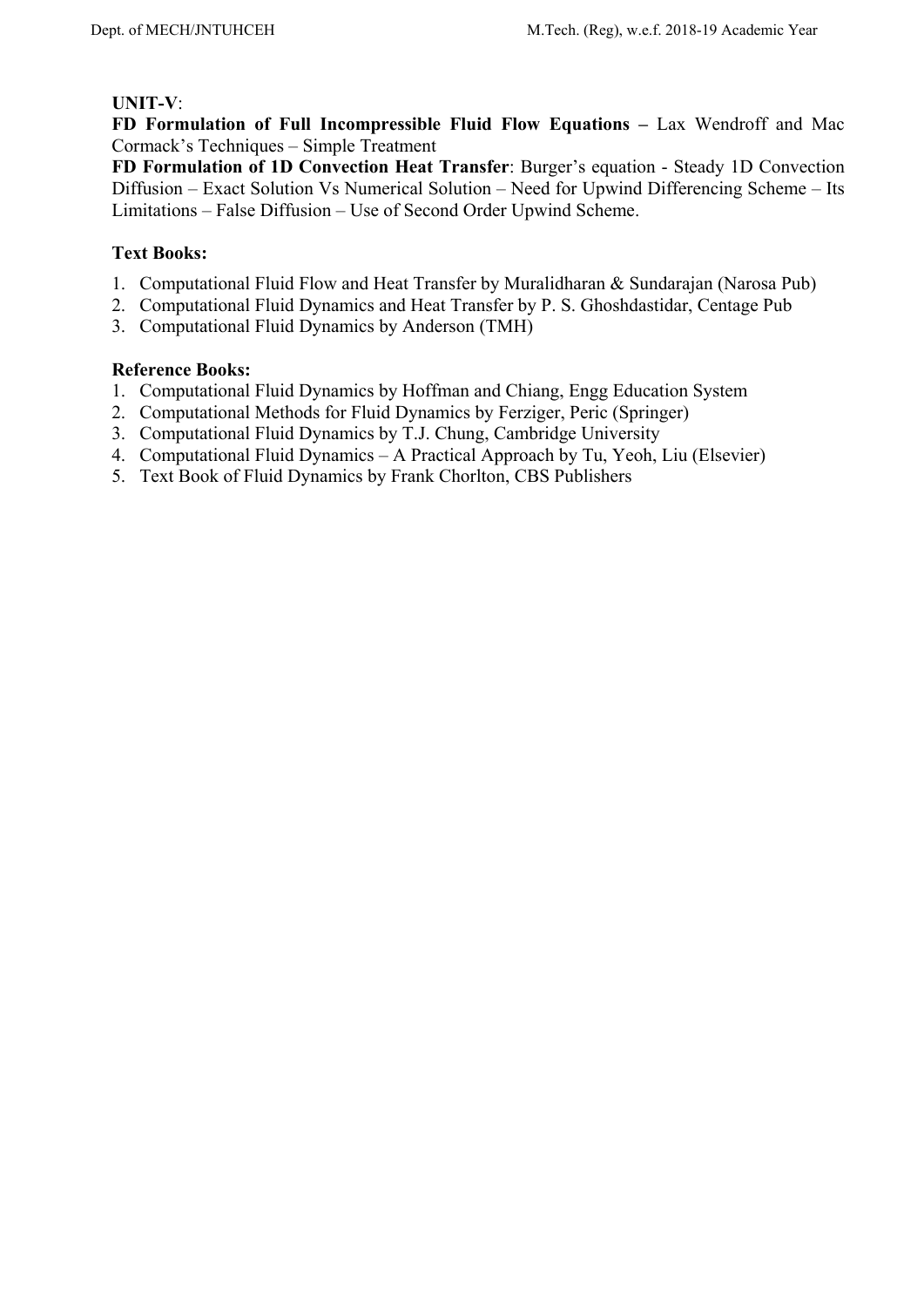**UNIT-V**:

**FD Formulation of Full Incompressible Fluid Flow Equations –** Lax Wendroff and Mac Cormack's Techniques – Simple Treatment

**FD Formulation of 1D Convection Heat Transfer**: Burger's equation - Steady 1D Convection Diffusion – Exact Solution Vs Numerical Solution – Need for Upwind Differencing Scheme – Its Limitations – False Diffusion – Use of Second Order Upwind Scheme.

**Text Books:**

1. Computational Fluid Flow and Heat Transfer by Muralidharan & Sundarajan (Narosa Pub)
2. Computational Fluid Dynamics and Heat Transfer by P. S. Ghoshdastidar, Centage Pub
3. Computational Fluid Dynamics by Anderson (TMH)

**Reference Books:**

1. Computational Fluid Dynamics by Hoffman and Chiang, Engg Education System
2. Computational Methods for Fluid Dynamics by Ferziger, Peric (Springer)
3. Computational Fluid Dynamics by T.J. Chung, Cambridge University
4. Computational Fluid Dynamics – A Practical Approach by Tu, Yeoh, Liu (Elsevier)
5. Text Book of Fluid Dynamics by Frank Chorlton, CBS Publishers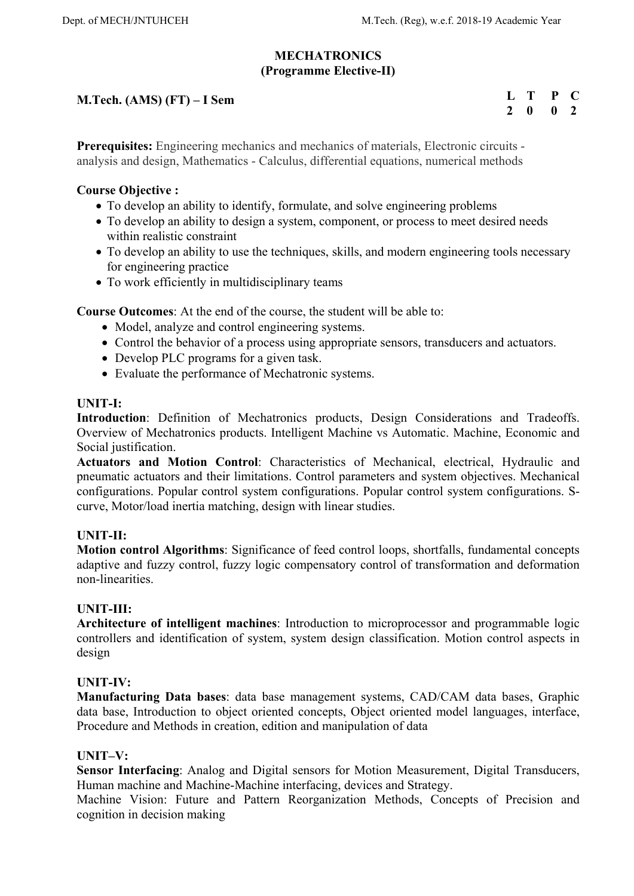# MECHATRONICS
## (Programme Elective-II)

**M.Tech. (AMS) (FT) – I Sem**

| L | T | P | C |
|---|---|---|---|
| 2 | 0 | 0 | 2 |

**Prerequisites:** Engineering mechanics and mechanics of materials, Electronic circuits - analysis and design, Mathematics - Calculus, differential equations, numerical methods

**Course Objective :**

- To develop an ability to identify, formulate, and solve engineering problems
- To develop an ability to design a system, component, or process to meet desired needs within realistic constraint
- To develop an ability to use the techniques, skills, and modern engineering tools necessary for engineering practice
- To work efficiently in multidisciplinary teams

**Course Outcomes**: At the end of the course, the student will be able to:

- Model, analyze and control engineering systems.
- Control the behavior of a process using appropriate sensors, transducers and actuators.
- Develop PLC programs for a given task.
- Evaluate the performance of Mechatronic systems.

**UNIT-I:**

**Introduction**: Definition of Mechatronics products, Design Considerations and Tradeoffs. Overview of Mechatronics products. Intelligent Machine vs Automatic. Machine, Economic and Social justification.

**Actuators and Motion Control**: Characteristics of Mechanical, electrical, Hydraulic and pneumatic actuators and their limitations. Control parameters and system objectives. Mechanical configurations. Popular control system configurations. Popular control system configurations. S-curve, Motor/load inertia matching, design with linear studies.

**UNIT-II:**

**Motion control Algorithms**: Significance of feed control loops, shortfalls, fundamental concepts adaptive and fuzzy control, fuzzy logic compensatory control of transformation and deformation non-linearities.

**UNIT-III:**

**Architecture of intelligent machines**: Introduction to microprocessor and programmable logic controllers and identification of system, system design classification. Motion control aspects in design

**UNIT-IV:**

**Manufacturing Data bases**: data base management systems, CAD/CAM data bases, Graphic data base, Introduction to object oriented concepts, Object oriented model languages, interface, Procedure and Methods in creation, edition and manipulation of data

**UNIT–V:**

**Sensor Interfacing**: Analog and Digital sensors for Motion Measurement, Digital Transducers, Human machine and Machine-Machine interfacing, devices and Strategy.

Machine Vision: Future and Pattern Reorganization Methods, Concepts of Precision and cognition in decision making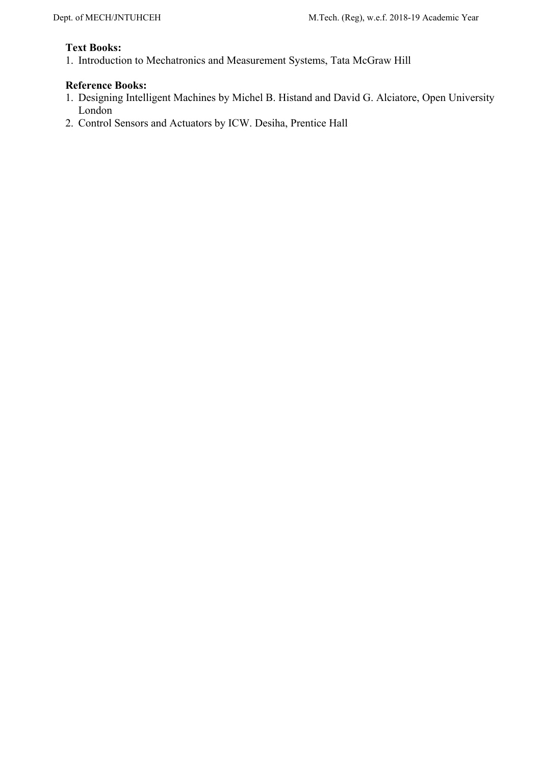**Text Books:**

1. Introduction to Mechatronics and Measurement Systems, Tata McGraw Hill

**Reference Books:**

1. Designing Intelligent Machines by Michel B. Histand and David G. Alciatore, Open University London
2. Control Sensors and Actuators by ICW. Desiha, Prentice Hall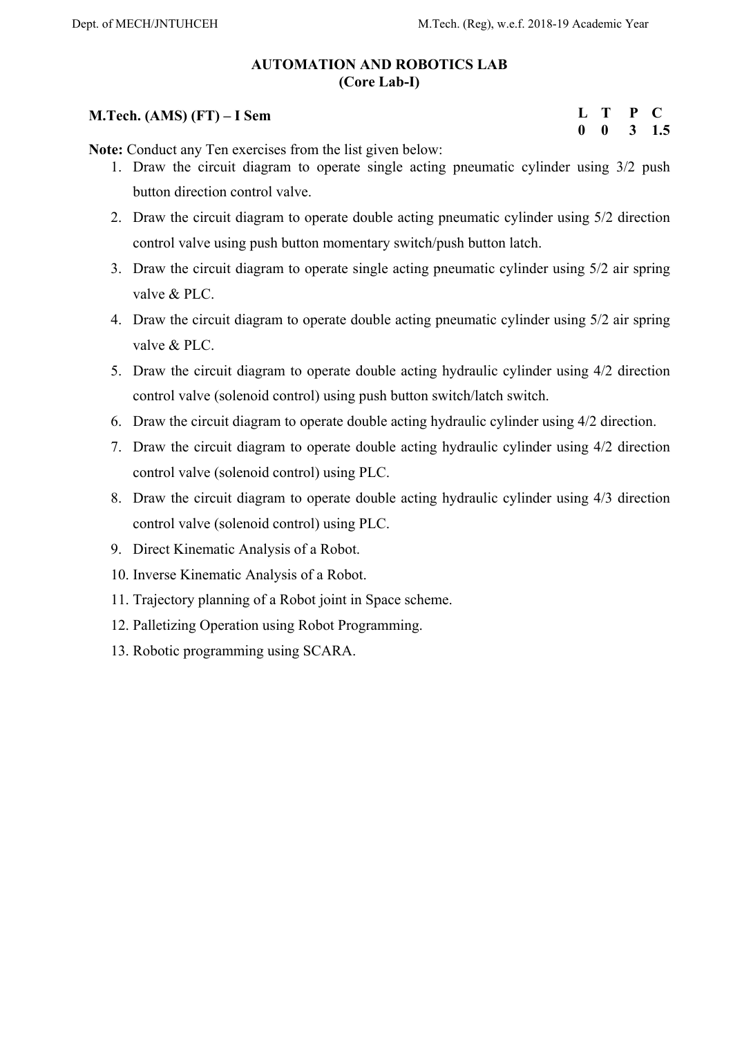## AUTOMATION AND ROBOTICS LAB
## (Core Lab-I)

**M.Tech. (AMS) (FT) – I Sem**

| L | T | P | C |
|---|---|---|---|
| 0 | 0 | 3 | 1.5 |

**Note:** Conduct any Ten exercises from the list given below:

1. Draw the circuit diagram to operate single acting pneumatic cylinder using 3/2 push button direction control valve.
2. Draw the circuit diagram to operate double acting pneumatic cylinder using 5/2 direction control valve using push button momentary switch/push button latch.
3. Draw the circuit diagram to operate single acting pneumatic cylinder using 5/2 air spring valve & PLC.
4. Draw the circuit diagram to operate double acting pneumatic cylinder using 5/2 air spring valve & PLC.
5. Draw the circuit diagram to operate double acting hydraulic cylinder using 4/2 direction control valve (solenoid control) using push button switch/latch switch.
6. Draw the circuit diagram to operate double acting hydraulic cylinder using 4/2 direction.
7. Draw the circuit diagram to operate double acting hydraulic cylinder using 4/2 direction control valve (solenoid control) using PLC.
8. Draw the circuit diagram to operate double acting hydraulic cylinder using 4/3 direction control valve (solenoid control) using PLC.
9. Direct Kinematic Analysis of a Robot.
10. Inverse Kinematic Analysis of a Robot.
11. Trajectory planning of a Robot joint in Space scheme.
12. Palletizing Operation using Robot Programming.
13. Robotic programming using SCARA.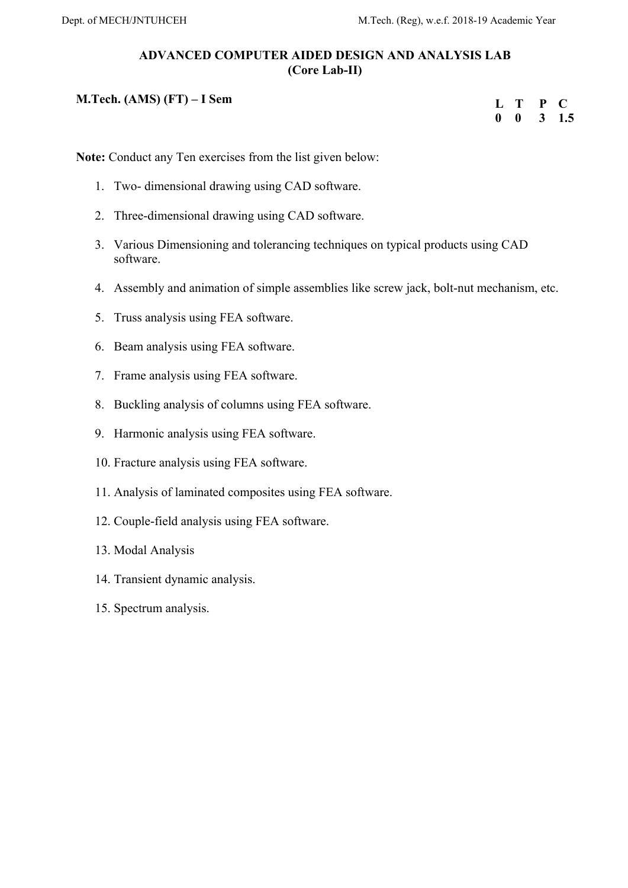## ADVANCED COMPUTER AIDED DESIGN AND ANALYSIS LAB
## (Core Lab-II)

**M.Tech. (AMS) (FT) – I Sem**

| L | T | P | C |
|---|---|---|---|
| 0 | 0 | 3 | 1.5 |

**Note:** Conduct any Ten exercises from the list given below:

1. Two- dimensional drawing using CAD software.
2. Three-dimensional drawing using CAD software.
3. Various Dimensioning and tolerancing techniques on typical products using CAD software.
4. Assembly and animation of simple assemblies like screw jack, bolt-nut mechanism, etc.
5. Truss analysis using FEA software.
6. Beam analysis using FEA software.
7. Frame analysis using FEA software.
8. Buckling analysis of columns using FEA software.
9. Harmonic analysis using FEA software.
10. Fracture analysis using FEA software.
11. Analysis of laminated composites using FEA software.
12. Couple-field analysis using FEA software.
13. Modal Analysis
14. Transient dynamic analysis.
15. Spectrum analysis.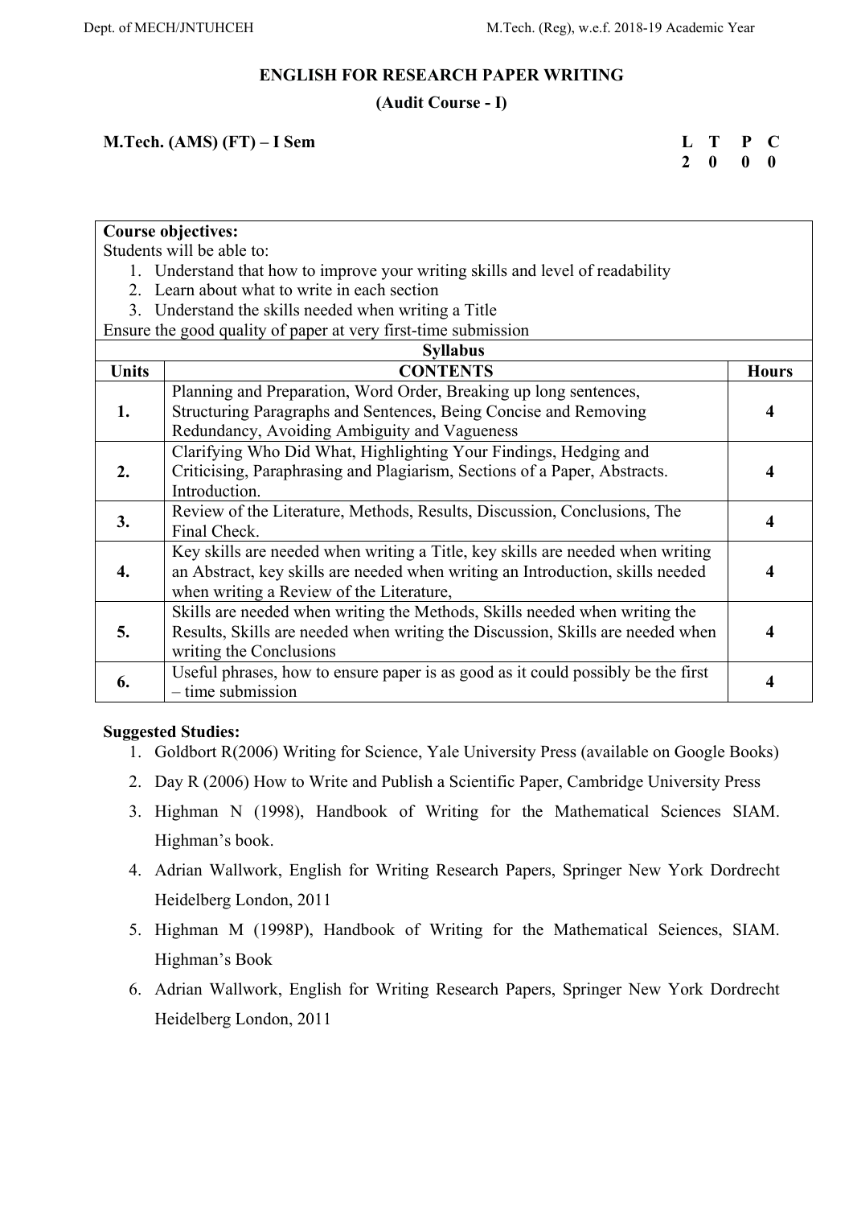## ENGLISH FOR RESEARCH PAPER WRITING

### (Audit Course - I)

**M.Tech. (AMS) (FT) – I Sem**

| L | T | P | C |
|---|---|---|---|
| 2 | 0 | 0 | 0 |

**Course objectives:**

Students will be able to:

1. Understand that how to improve your writing skills and level of readability
2. Learn about what to write in each section
3. Understand the skills needed when writing a Title

Ensure the good quality of paper at very first-time submission

**Syllabus**

| Units | CONTENTS | Hours |
|---|---|---|
| 1. | Planning and Preparation, Word Order, Breaking up long sentences, Structuring Paragraphs and Sentences, Being Concise and Removing Redundancy, Avoiding Ambiguity and Vagueness | 4 |
| 2. | Clarifying Who Did What, Highlighting Your Findings, Hedging and Criticising, Paraphrasing and Plagiarism, Sections of a Paper, Abstracts. Introduction. | 4 |
| 3. | Review of the Literature, Methods, Results, Discussion, Conclusions, The Final Check. | 4 |
| 4. | Key skills are needed when writing a Title, key skills are needed when writing an Abstract, key skills are needed when writing an Introduction, skills needed when writing a Review of the Literature, | 4 |
| 5. | Skills are needed when writing the Methods, Skills needed when writing the Results, Skills are needed when writing the Discussion, Skills are needed when writing the Conclusions | 4 |
| 6. | Useful phrases, how to ensure paper is as good as it could possibly be the first – time submission | 4 |

**Suggested Studies:**

1. Goldbort R(2006) Writing for Science, Yale University Press (available on Google Books)
2. Day R (2006) How to Write and Publish a Scientific Paper, Cambridge University Press
3. Highman N (1998), Handbook of Writing for the Mathematical Sciences SIAM. Highman's book.
4. Adrian Wallwork, English for Writing Research Papers, Springer New York Dordrecht Heidelberg London, 2011
5. Highman M (1998P), Handbook of Writing for the Mathematical Seiences, SIAM. Highman's Book
6. Adrian Wallwork, English for Writing Research Papers, Springer New York Dordrecht Heidelberg London, 2011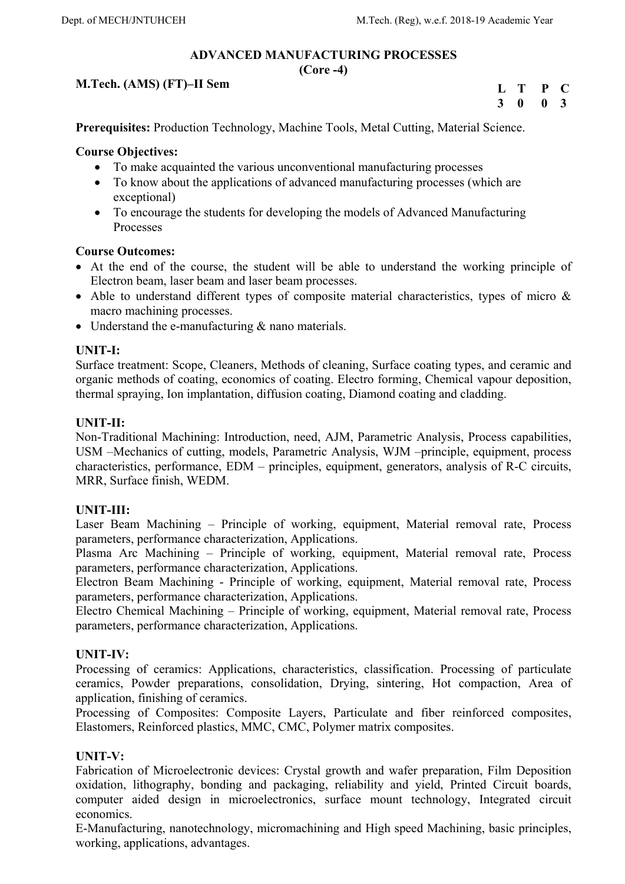## ADVANCED MANUFACTURING PROCESSES
### (Core -4)

**M.Tech. (AMS) (FT)–II Sem**

| L | T | P | C |
|---|---|---|---|
| 3 | 0 | 0 | 3 |

**Prerequisites:** Production Technology, Machine Tools, Metal Cutting, Material Science.

**Course Objectives:**

- To make acquainted the various unconventional manufacturing processes
- To know about the applications of advanced manufacturing processes (which are exceptional)
- To encourage the students for developing the models of Advanced Manufacturing Processes

**Course Outcomes:**

- At the end of the course, the student will be able to understand the working principle of Electron beam, laser beam and laser beam processes.
- Able to understand different types of composite material characteristics, types of micro & macro machining processes.
- Understand the e-manufacturing & nano materials.

**UNIT-I:**

Surface treatment: Scope, Cleaners, Methods of cleaning, Surface coating types, and ceramic and organic methods of coating, economics of coating. Electro forming, Chemical vapour deposition, thermal spraying, Ion implantation, diffusion coating, Diamond coating and cladding.

**UNIT-II:**

Non-Traditional Machining: Introduction, need, AJM, Parametric Analysis, Process capabilities, USM –Mechanics of cutting, models, Parametric Analysis, WJM –principle, equipment, process characteristics, performance, EDM – principles, equipment, generators, analysis of R-C circuits, MRR, Surface finish, WEDM.

**UNIT-III:**

Laser Beam Machining – Principle of working, equipment, Material removal rate, Process parameters, performance characterization, Applications.

Plasma Arc Machining – Principle of working, equipment, Material removal rate, Process parameters, performance characterization, Applications.

Electron Beam Machining - Principle of working, equipment, Material removal rate, Process parameters, performance characterization, Applications.

Electro Chemical Machining – Principle of working, equipment, Material removal rate, Process parameters, performance characterization, Applications.

**UNIT-IV:**

Processing of ceramics: Applications, characteristics, classification. Processing of particulate ceramics, Powder preparations, consolidation, Drying, sintering, Hot compaction, Area of application, finishing of ceramics.

Processing of Composites: Composite Layers, Particulate and fiber reinforced composites, Elastomers, Reinforced plastics, MMC, CMC, Polymer matrix composites.

**UNIT-V:**

Fabrication of Microelectronic devices: Crystal growth and wafer preparation, Film Deposition oxidation, lithography, bonding and packaging, reliability and yield, Printed Circuit boards, computer aided design in microelectronics, surface mount technology, Integrated circuit economics.

E-Manufacturing, nanotechnology, micromachining and High speed Machining, basic principles, working, applications, advantages.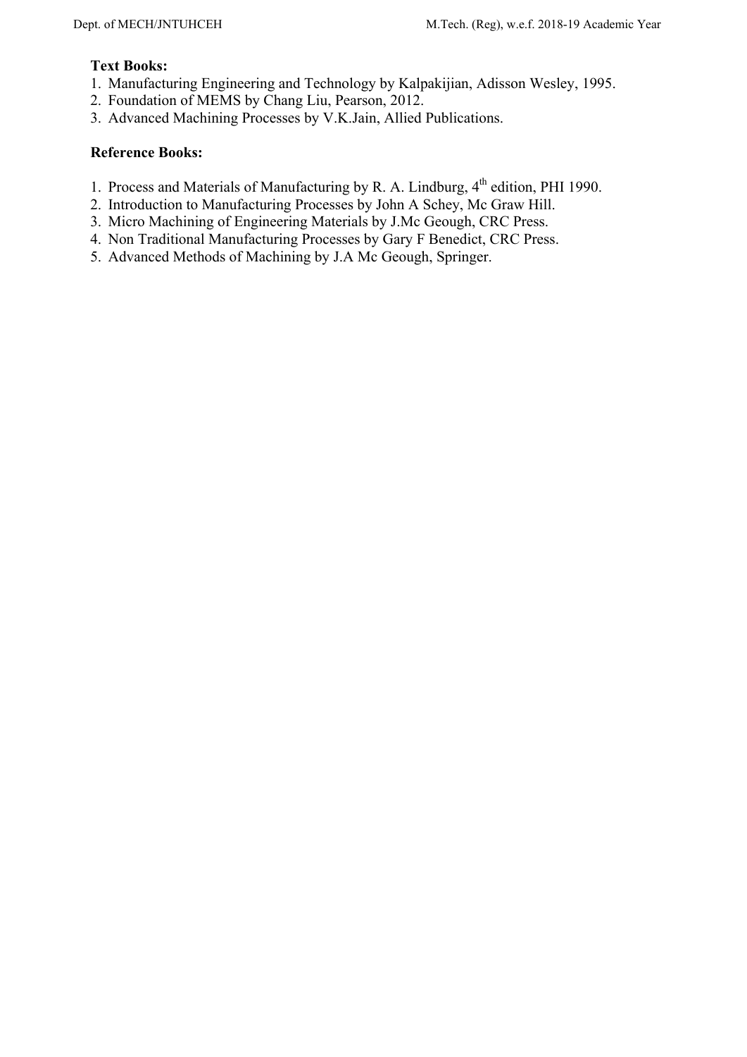**Text Books:**

1. Manufacturing Engineering and Technology by Kalpakijian, Adisson Wesley, 1995.
2. Foundation of MEMS by Chang Liu, Pearson, 2012.
3. Advanced Machining Processes by V.K.Jain, Allied Publications.

**Reference Books:**

1. Process and Materials of Manufacturing by R. A. Lindburg, 4th edition, PHI 1990.
2. Introduction to Manufacturing Processes by John A Schey, Mc Graw Hill.
3. Micro Machining of Engineering Materials by J.Mc Geough, CRC Press.
4. Non Traditional Manufacturing Processes by Gary F Benedict, CRC Press.
5. Advanced Methods of Machining by J.A Mc Geough, Springer.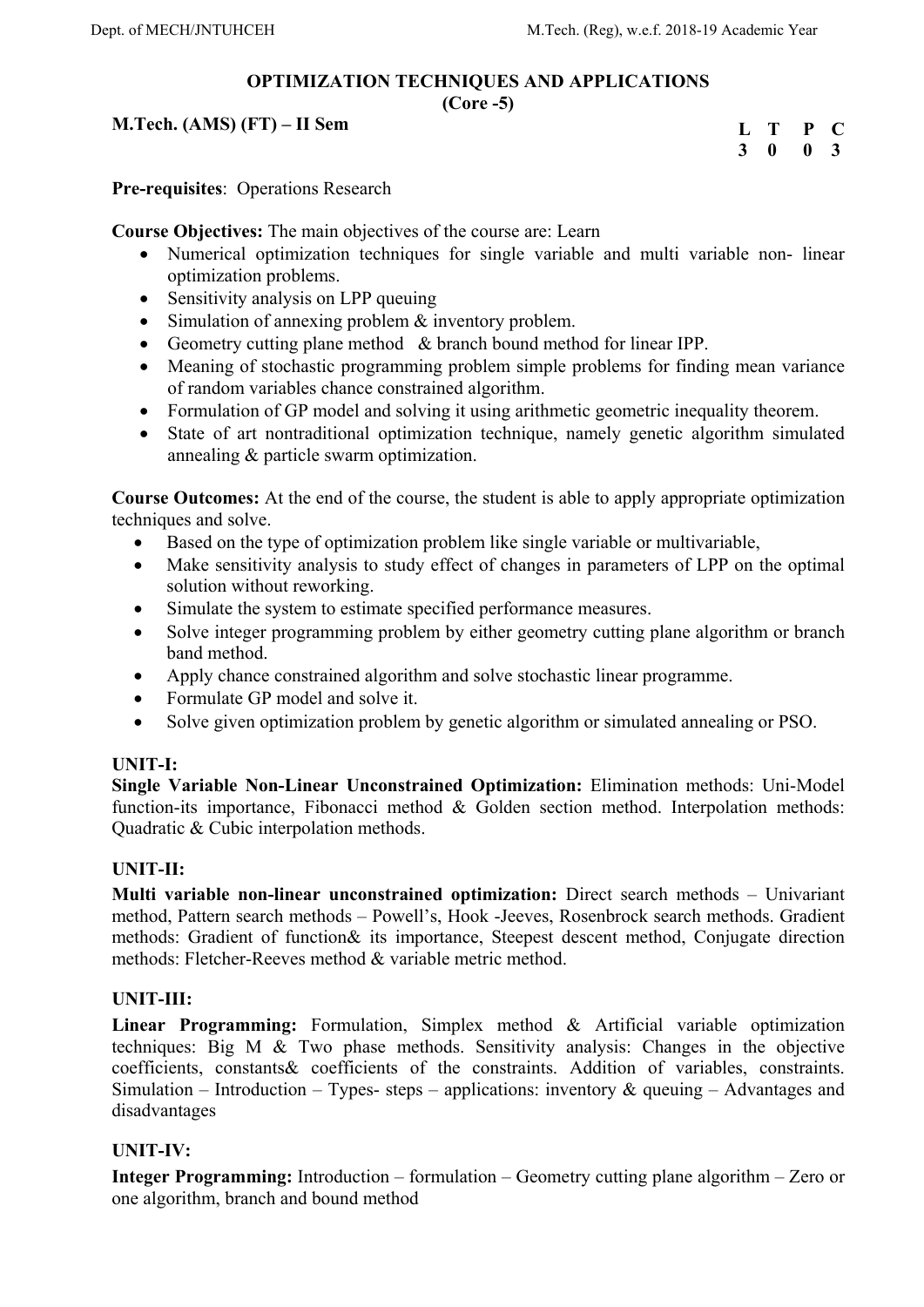## OPTIMIZATION TECHNIQUES AND APPLICATIONS
### (Core -5)

**M.Tech. (AMS) (FT) – II Sem**

| L | T | P | C |
|---|---|---|---|
| 3 | 0 | 0 | 3 |

**Pre-requisites**: Operations Research

**Course Objectives:** The main objectives of the course are: Learn

- Numerical optimization techniques for single variable and multi variable non- linear optimization problems.
- Sensitivity analysis on LPP queuing
- Simulation of annexing problem & inventory problem.
- Geometry cutting plane method & branch bound method for linear IPP.
- Meaning of stochastic programming problem simple problems for finding mean variance of random variables chance constrained algorithm.
- Formulation of GP model and solving it using arithmetic geometric inequality theorem.
- State of art nontraditional optimization technique, namely genetic algorithm simulated annealing & particle swarm optimization.

**Course Outcomes:** At the end of the course, the student is able to apply appropriate optimization techniques and solve.

- Based on the type of optimization problem like single variable or multivariable,
- Make sensitivity analysis to study effect of changes in parameters of LPP on the optimal solution without reworking.
- Simulate the system to estimate specified performance measures.
- Solve integer programming problem by either geometry cutting plane algorithm or branch band method.
- Apply chance constrained algorithm and solve stochastic linear programme.
- Formulate GP model and solve it.
- Solve given optimization problem by genetic algorithm or simulated annealing or PSO.

**UNIT-I:**

**Single Variable Non-Linear Unconstrained Optimization:** Elimination methods: Uni-Model function-its importance, Fibonacci method & Golden section method. Interpolation methods: Quadratic & Cubic interpolation methods.

**UNIT-II:**

**Multi variable non-linear unconstrained optimization:** Direct search methods – Univariant method, Pattern search methods – Powell's, Hook -Jeeves, Rosenbrock search methods. Gradient methods: Gradient of function& its importance, Steepest descent method, Conjugate direction methods: Fletcher-Reeves method & variable metric method.

**UNIT-III:**

**Linear Programming:** Formulation, Simplex method & Artificial variable optimization techniques: Big M & Two phase methods. Sensitivity analysis: Changes in the objective coefficients, constants& coefficients of the constraints. Addition of variables, constraints. Simulation – Introduction – Types- steps – applications: inventory & queuing – Advantages and disadvantages

**UNIT-IV:**

**Integer Programming:** Introduction – formulation – Geometry cutting plane algorithm – Zero or one algorithm, branch and bound method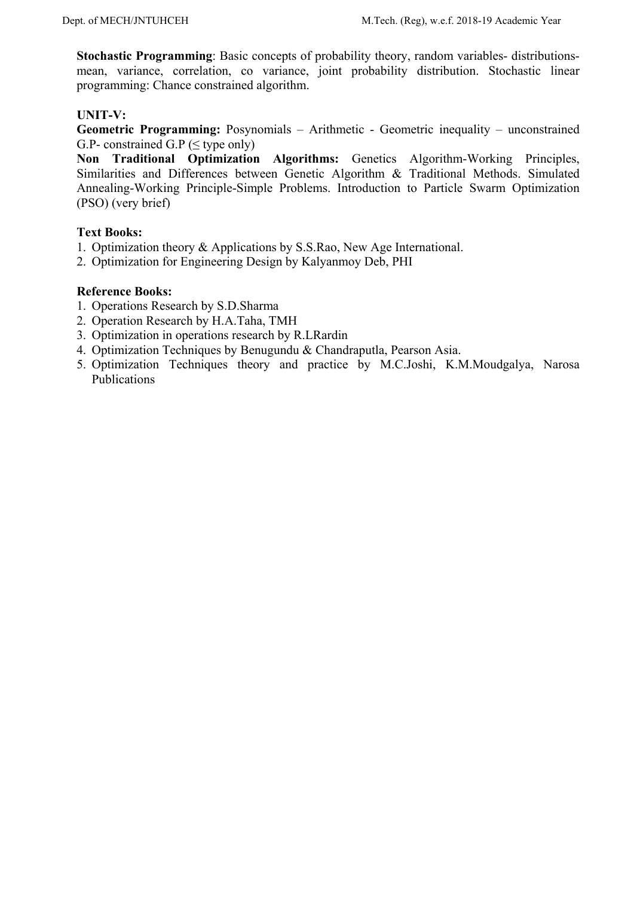**Stochastic Programming**: Basic concepts of probability theory, random variables- distributions-mean, variance, correlation, co variance, joint probability distribution. Stochastic linear programming: Chance constrained algorithm.

**UNIT-V:**

**Geometric Programming:** Posynomials – Arithmetic - Geometric inequality – unconstrained G.P- constrained G.P ($\leq$ type only)

**Non Traditional Optimization Algorithms:** Genetics Algorithm-Working Principles, Similarities and Differences between Genetic Algorithm & Traditional Methods. Simulated Annealing-Working Principle-Simple Problems. Introduction to Particle Swarm Optimization (PSO) (very brief)

**Text Books:**

1. Optimization theory & Applications by S.S.Rao, New Age International.
2. Optimization for Engineering Design by Kalyanmoy Deb, PHI

**Reference Books:**

1. Operations Research by S.D.Sharma
2. Operation Research by H.A.Taha, TMH
3. Optimization in operations research by R.LRardin
4. Optimization Techniques by Benugundu & Chandraputla, Pearson Asia.
5. Optimization Techniques theory and practice by M.C.Joshi, K.M.Moudgalya, Narosa Publications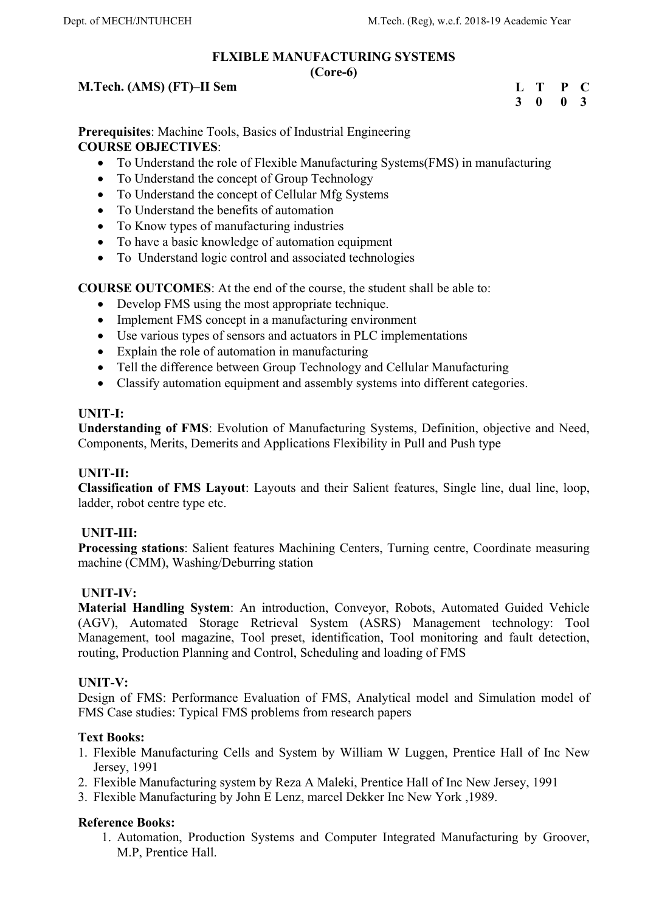## FLXIBLE MANUFACTURING SYSTEMS
### (Core-6)

**M.Tech. (AMS) (FT)–II Sem**

| L | T | P | C |
|---|---|---|---|
| 3 | 0 | 0 | 3 |

**Prerequisites**: Machine Tools, Basics of Industrial Engineering

**COURSE OBJECTIVES**:

- To Understand the role of Flexible Manufacturing Systems(FMS) in manufacturing
- To Understand the concept of Group Technology
- To Understand the concept of Cellular Mfg Systems
- To Understand the benefits of automation
- To Know types of manufacturing industries
- To have a basic knowledge of automation equipment
- To Understand logic control and associated technologies

**COURSE OUTCOMES**: At the end of the course, the student shall be able to:

- Develop FMS using the most appropriate technique.
- Implement FMS concept in a manufacturing environment
- Use various types of sensors and actuators in PLC implementations
- Explain the role of automation in manufacturing
- Tell the difference between Group Technology and Cellular Manufacturing
- Classify automation equipment and assembly systems into different categories.

**UNIT-I:**

**Understanding of FMS**: Evolution of Manufacturing Systems, Definition, objective and Need, Components, Merits, Demerits and Applications Flexibility in Pull and Push type

**UNIT-II:**

**Classification of FMS Layout**: Layouts and their Salient features, Single line, dual line, loop, ladder, robot centre type etc.

**UNIT-III:**

**Processing stations**: Salient features Machining Centers, Turning centre, Coordinate measuring machine (CMM), Washing/Deburring station

**UNIT-IV:**

**Material Handling System**: An introduction, Conveyor, Robots, Automated Guided Vehicle (AGV), Automated Storage Retrieval System (ASRS) Management technology: Tool Management, tool magazine, Tool preset, identification, Tool monitoring and fault detection, routing, Production Planning and Control, Scheduling and loading of FMS

**UNIT-V:**

Design of FMS: Performance Evaluation of FMS, Analytical model and Simulation model of FMS Case studies: Typical FMS problems from research papers

**Text Books:**

1. Flexible Manufacturing Cells and System by William W Luggen, Prentice Hall of Inc New Jersey, 1991
2. Flexible Manufacturing system by Reza A Maleki, Prentice Hall of Inc New Jersey, 1991
3. Flexible Manufacturing by John E Lenz, marcel Dekker Inc New York ,1989.

**Reference Books:**

1. Automation, Production Systems and Computer Integrated Manufacturing by Groover, M.P, Prentice Hall.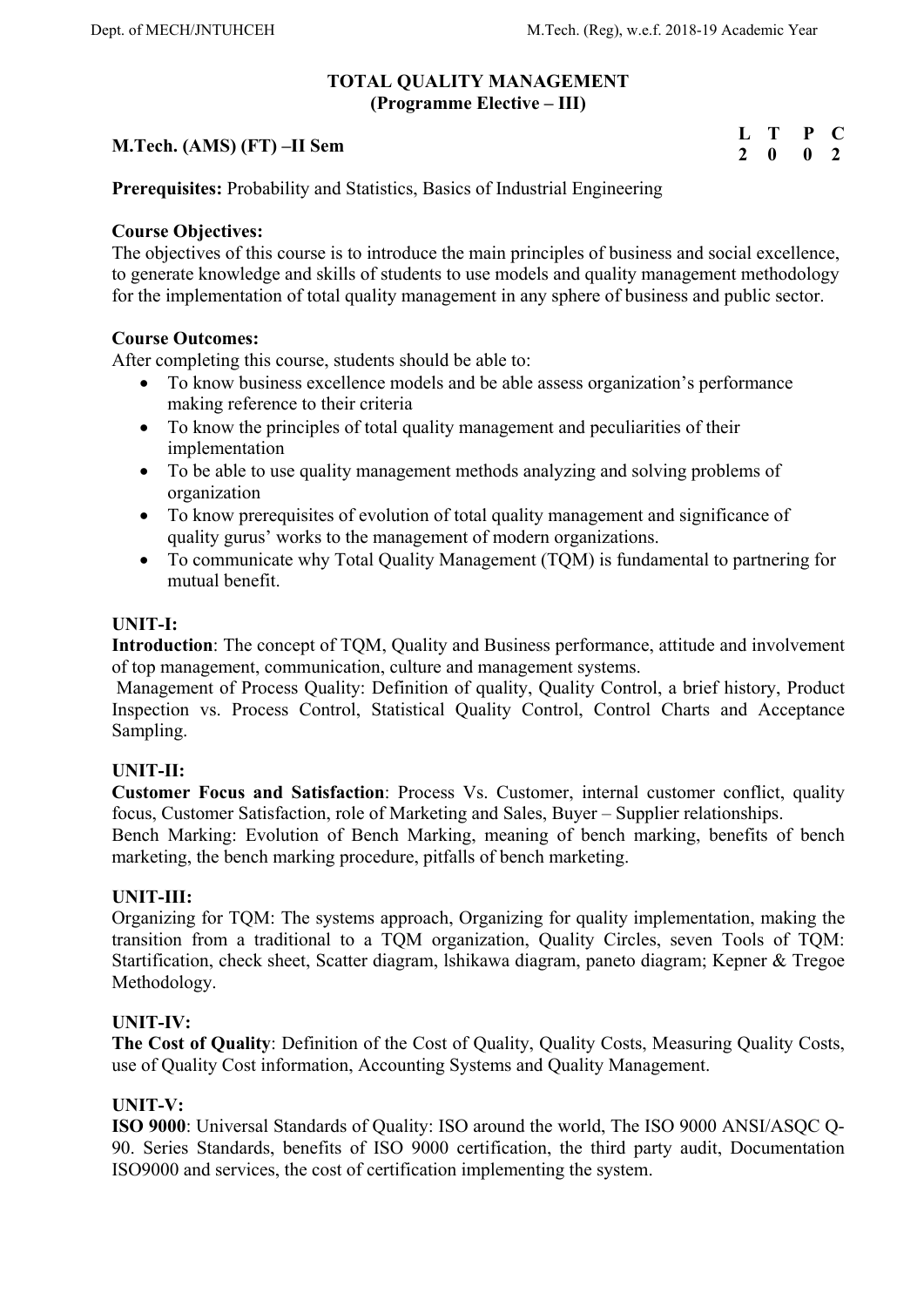# TOTAL QUALITY MANAGEMENT
## (Programme Elective – III)

**M.Tech. (AMS) (FT) –II Sem**

| L | T | P | C |
|---|---|---|---|
| 2 | 0 | 0 | 2 |

**Prerequisites:** Probability and Statistics, Basics of Industrial Engineering

**Course Objectives:**
The objectives of this course is to introduce the main principles of business and social excellence, to generate knowledge and skills of students to use models and quality management methodology for the implementation of total quality management in any sphere of business and public sector.

**Course Outcomes:**
After completing this course, students should be able to:

- To know business excellence models and be able assess organization's performance making reference to their criteria
- To know the principles of total quality management and peculiarities of their implementation
- To be able to use quality management methods analyzing and solving problems of organization
- To know prerequisites of evolution of total quality management and significance of quality gurus' works to the management of modern organizations.
- To communicate why Total Quality Management (TQM) is fundamental to partnering for mutual benefit.

**UNIT-I:**
**Introduction**: The concept of TQM, Quality and Business performance, attitude and involvement of top management, communication, culture and management systems.
Management of Process Quality: Definition of quality, Quality Control, a brief history, Product Inspection vs. Process Control, Statistical Quality Control, Control Charts and Acceptance Sampling.

**UNIT-II:**
**Customer Focus and Satisfaction**: Process Vs. Customer, internal customer conflict, quality focus, Customer Satisfaction, role of Marketing and Sales, Buyer – Supplier relationships.
Bench Marking: Evolution of Bench Marking, meaning of bench marking, benefits of bench marketing, the bench marking procedure, pitfalls of bench marketing.

**UNIT-III:**
Organizing for TQM: The systems approach, Organizing for quality implementation, making the transition from a traditional to a TQM organization, Quality Circles, seven Tools of TQM: Startification, check sheet, Scatter diagram, lshikawa diagram, paneto diagram; Kepner & Tregoe Methodology.

**UNIT-IV:**
**The Cost of Quality**: Definition of the Cost of Quality, Quality Costs, Measuring Quality Costs, use of Quality Cost information, Accounting Systems and Quality Management.

**UNIT-V:**
**ISO 9000**: Universal Standards of Quality: ISO around the world, The ISO 9000 ANSI/ASQC Q-90. Series Standards, benefits of ISO 9000 certification, the third party audit, Documentation ISO9000 and services, the cost of certification implementing the system.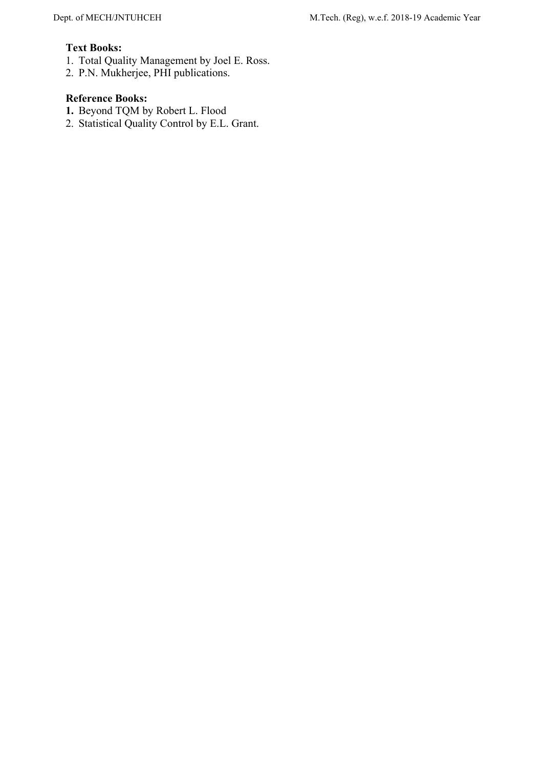**Text Books:**

1. Total Quality Management by Joel E. Ross.
2. P.N. Mukherjee, PHI publications.

**Reference Books:**

1. Beyond TQM by Robert L. Flood
2. Statistical Quality Control by E.L. Grant.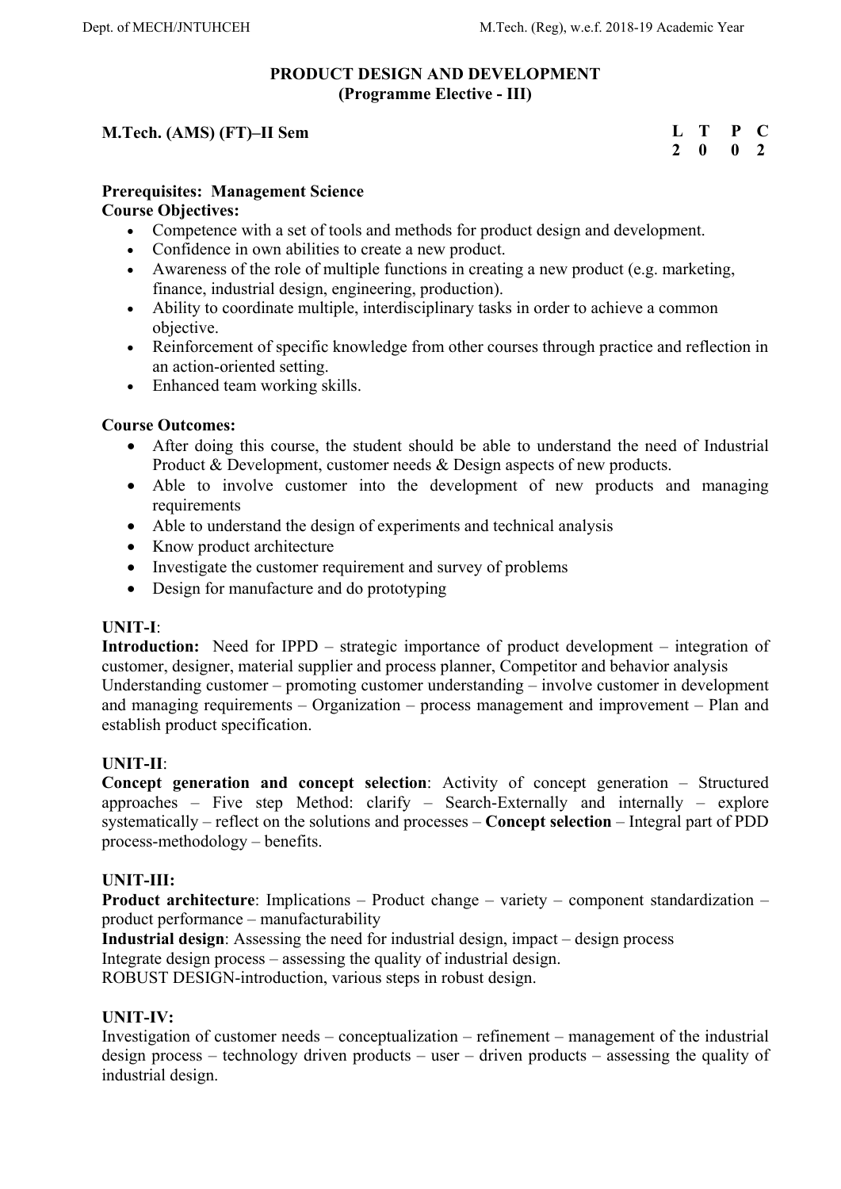## PRODUCT DESIGN AND DEVELOPMENT
### (Programme Elective - III)

**M.Tech. (AMS) (FT)–II Sem**

| L | T | P | C |
|---|---|---|---|
| 2 | 0 | 0 | 2 |

**Prerequisites: Management Science**

**Course Objectives:**

- Competence with a set of tools and methods for product design and development.
- Confidence in own abilities to create a new product.
- Awareness of the role of multiple functions in creating a new product (e.g. marketing, finance, industrial design, engineering, production).
- Ability to coordinate multiple, interdisciplinary tasks in order to achieve a common objective.
- Reinforcement of specific knowledge from other courses through practice and reflection in an action-oriented setting.
- Enhanced team working skills.

**Course Outcomes:**

- After doing this course, the student should be able to understand the need of Industrial Product & Development, customer needs & Design aspects of new products.
- Able to involve customer into the development of new products and managing requirements
- Able to understand the design of experiments and technical analysis
- Know product architecture
- Investigate the customer requirement and survey of problems
- Design for manufacture and do prototyping

**UNIT-I**:

**Introduction:** Need for IPPD – strategic importance of product development – integration of customer, designer, material supplier and process planner, Competitor and behavior analysis Understanding customer – promoting customer understanding – involve customer in development and managing requirements – Organization – process management and improvement – Plan and establish product specification.

**UNIT-II**:

**Concept generation and concept selection**: Activity of concept generation – Structured approaches – Five step Method: clarify – Search-Externally and internally – explore systematically – reflect on the solutions and processes – **Concept selection** – Integral part of PDD process-methodology – benefits.

**UNIT-III:**

**Product architecture**: Implications – Product change – variety – component standardization – product performance – manufacturability

**Industrial design**: Assessing the need for industrial design, impact – design process

Integrate design process – assessing the quality of industrial design.

ROBUST DESIGN-introduction, various steps in robust design.

**UNIT-IV:**

Investigation of customer needs – conceptualization – refinement – management of the industrial design process – technology driven products – user – driven products – assessing the quality of industrial design.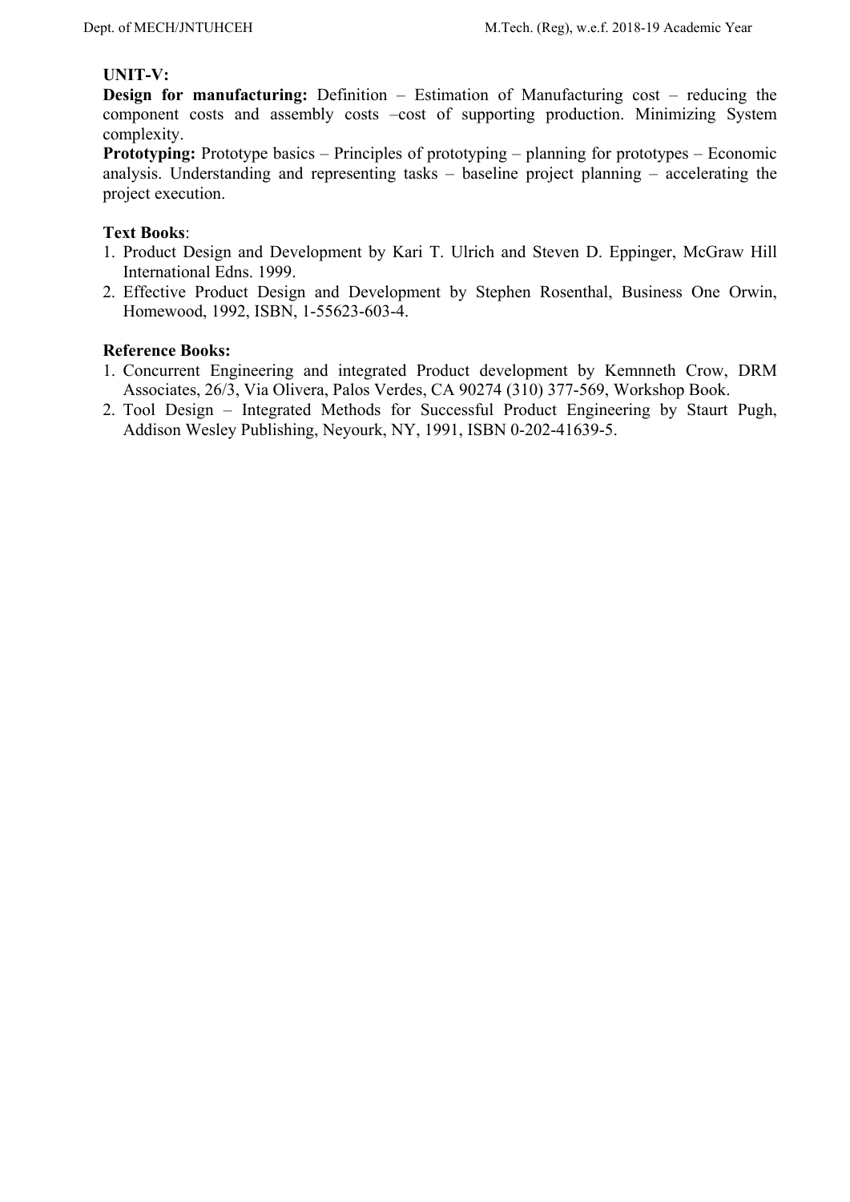**UNIT-V:**

**Design for manufacturing:** Definition – Estimation of Manufacturing cost – reducing the component costs and assembly costs –cost of supporting production. Minimizing System complexity.

**Prototyping:** Prototype basics – Principles of prototyping – planning for prototypes – Economic analysis. Understanding and representing tasks – baseline project planning – accelerating the project execution.

**Text Books**:

1. Product Design and Development by Kari T. Ulrich and Steven D. Eppinger, McGraw Hill International Edns. 1999.
2. Effective Product Design and Development by Stephen Rosenthal, Business One Orwin, Homewood, 1992, ISBN, 1-55623-603-4.

**Reference Books:**

1. Concurrent Engineering and integrated Product development by Kemnneth Crow, DRM Associates, 26/3, Via Olivera, Palos Verdes, CA 90274 (310) 377-569, Workshop Book.
2. Tool Design – Integrated Methods for Successful Product Engineering by Staurt Pugh, Addison Wesley Publishing, Neyourk, NY, 1991, ISBN 0-202-41639-5.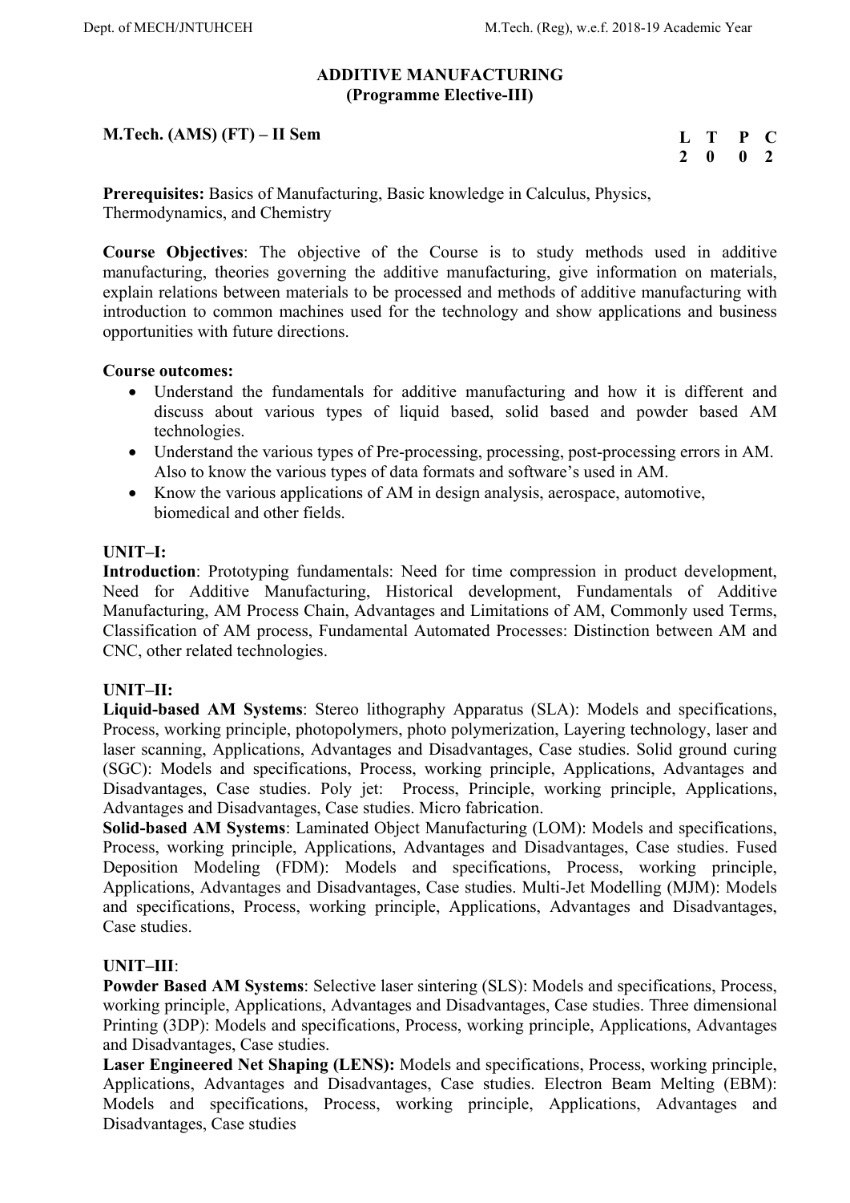## ADDITIVE MANUFACTURING
### (Programme Elective-III)

**M.Tech. (AMS) (FT) – II Sem**

| L | T | P | C |
|---|---|---|---|
| 2 | 0 | 0 | 2 |

**Prerequisites:** Basics of Manufacturing, Basic knowledge in Calculus, Physics, Thermodynamics, and Chemistry

**Course Objectives**: The objective of the Course is to study methods used in additive manufacturing, theories governing the additive manufacturing, give information on materials, explain relations between materials to be processed and methods of additive manufacturing with introduction to common machines used for the technology and show applications and business opportunities with future directions.

**Course outcomes:**

- Understand the fundamentals for additive manufacturing and how it is different and discuss about various types of liquid based, solid based and powder based AM technologies.
- Understand the various types of Pre-processing, processing, post-processing errors in AM. Also to know the various types of data formats and software's used in AM.
- Know the various applications of AM in design analysis, aerospace, automotive, biomedical and other fields.

**UNIT–I:**

**Introduction**: Prototyping fundamentals: Need for time compression in product development, Need for Additive Manufacturing, Historical development, Fundamentals of Additive Manufacturing, AM Process Chain, Advantages and Limitations of AM, Commonly used Terms, Classification of AM process, Fundamental Automated Processes: Distinction between AM and CNC, other related technologies.

**UNIT–II:**

**Liquid-based AM Systems**: Stereo lithography Apparatus (SLA): Models and specifications, Process, working principle, photopolymers, photo polymerization, Layering technology, laser and laser scanning, Applications, Advantages and Disadvantages, Case studies. Solid ground curing (SGC): Models and specifications, Process, working principle, Applications, Advantages and Disadvantages, Case studies. Poly jet: Process, Principle, working principle, Applications, Advantages and Disadvantages, Case studies. Micro fabrication.

**Solid-based AM Systems**: Laminated Object Manufacturing (LOM): Models and specifications, Process, working principle, Applications, Advantages and Disadvantages, Case studies. Fused Deposition Modeling (FDM): Models and specifications, Process, working principle, Applications, Advantages and Disadvantages, Case studies. Multi-Jet Modelling (MJM): Models and specifications, Process, working principle, Applications, Advantages and Disadvantages, Case studies.

**UNIT–III**:

**Powder Based AM Systems**: Selective laser sintering (SLS): Models and specifications, Process, working principle, Applications, Advantages and Disadvantages, Case studies. Three dimensional Printing (3DP): Models and specifications, Process, working principle, Applications, Advantages and Disadvantages, Case studies.

**Laser Engineered Net Shaping (LENS):** Models and specifications, Process, working principle, Applications, Advantages and Disadvantages, Case studies. Electron Beam Melting (EBM): Models and specifications, Process, working principle, Applications, Advantages and Disadvantages, Case studies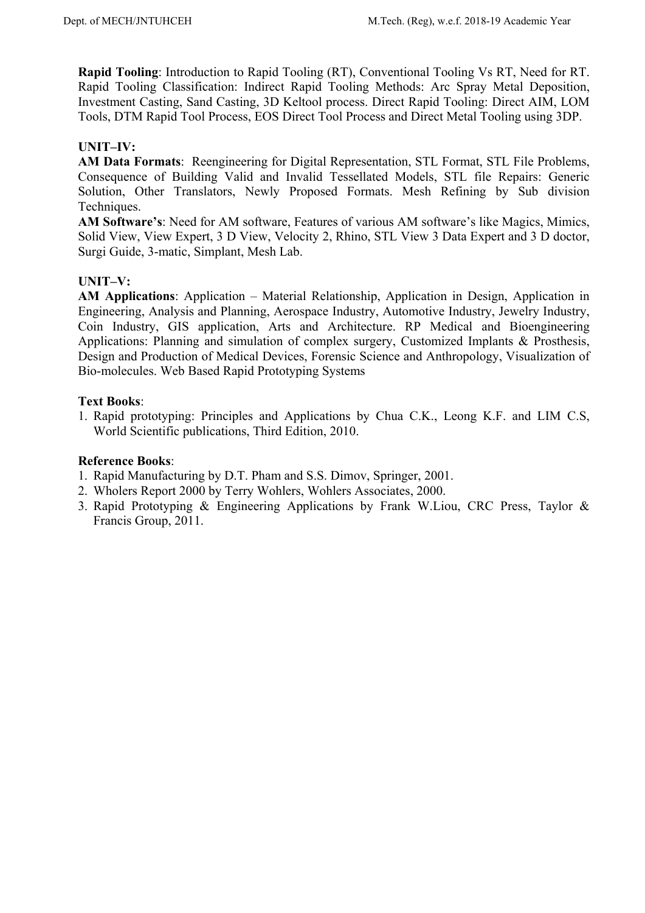**Rapid Tooling**: Introduction to Rapid Tooling (RT), Conventional Tooling Vs RT, Need for RT. Rapid Tooling Classification: Indirect Rapid Tooling Methods: Arc Spray Metal Deposition, Investment Casting, Sand Casting, 3D Keltool process. Direct Rapid Tooling: Direct AIM, LOM Tools, DTM Rapid Tool Process, EOS Direct Tool Process and Direct Metal Tooling using 3DP.

**UNIT–IV:**

**AM Data Formats**: Reengineering for Digital Representation, STL Format, STL File Problems, Consequence of Building Valid and Invalid Tessellated Models, STL file Repairs: Generic Solution, Other Translators, Newly Proposed Formats. Mesh Refining by Sub division Techniques.

**AM Software's**: Need for AM software, Features of various AM software's like Magics, Mimics, Solid View, View Expert, 3 D View, Velocity 2, Rhino, STL View 3 Data Expert and 3 D doctor, Surgi Guide, 3-matic, Simplant, Mesh Lab.

**UNIT–V:**

**AM Applications**: Application – Material Relationship, Application in Design, Application in Engineering, Analysis and Planning, Aerospace Industry, Automotive Industry, Jewelry Industry, Coin Industry, GIS application, Arts and Architecture. RP Medical and Bioengineering Applications: Planning and simulation of complex surgery, Customized Implants & Prosthesis, Design and Production of Medical Devices, Forensic Science and Anthropology, Visualization of Bio-molecules. Web Based Rapid Prototyping Systems

**Text Books**:

1. Rapid prototyping: Principles and Applications by Chua C.K., Leong K.F. and LIM C.S, World Scientific publications, Third Edition, 2010.

**Reference Books**:

1. Rapid Manufacturing by D.T. Pham and S.S. Dimov, Springer, 2001.
2. Wholers Report 2000 by Terry Wohlers, Wohlers Associates, 2000.
3. Rapid Prototyping & Engineering Applications by Frank W.Liou, CRC Press, Taylor & Francis Group, 2011.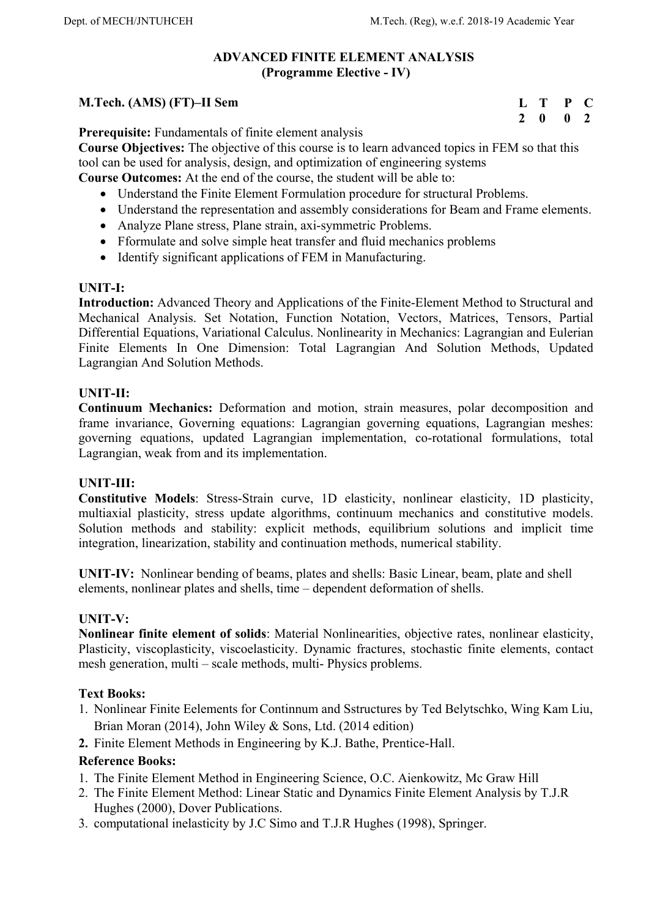# ADVANCED FINITE ELEMENT ANALYSIS
## (Programme Elective - IV)

**M.Tech. (AMS) (FT)–II Sem**

| L | T | P | C |
|---|---|---|---|
| 2 | 0 | 0 | 2 |

**Prerequisite:** Fundamentals of finite element analysis

**Course Objectives:** The objective of this course is to learn advanced topics in FEM so that this tool can be used for analysis, design, and optimization of engineering systems

**Course Outcomes:** At the end of the course, the student will be able to:

- Understand the Finite Element Formulation procedure for structural Problems.
- Understand the representation and assembly considerations for Beam and Frame elements.
- Analyze Plane stress, Plane strain, axi-symmetric Problems.
- Fformulate and solve simple heat transfer and fluid mechanics problems
- Identify significant applications of FEM in Manufacturing.

**UNIT-I:**

**Introduction:** Advanced Theory and Applications of the Finite-Element Method to Structural and Mechanical Analysis. Set Notation, Function Notation, Vectors, Matrices, Tensors, Partial Differential Equations, Variational Calculus. Nonlinearity in Mechanics: Lagrangian and Eulerian Finite Elements In One Dimension: Total Lagrangian And Solution Methods, Updated Lagrangian And Solution Methods.

**UNIT-II:**

**Continuum Mechanics:** Deformation and motion, strain measures, polar decomposition and frame invariance, Governing equations: Lagrangian governing equations, Lagrangian meshes: governing equations, updated Lagrangian implementation, co-rotational formulations, total Lagrangian, weak from and its implementation.

**UNIT-III:**

**Constitutive Models**: Stress-Strain curve, 1D elasticity, nonlinear elasticity, 1D plasticity, multiaxial plasticity, stress update algorithms, continuum mechanics and constitutive models. Solution methods and stability: explicit methods, equilibrium solutions and implicit time integration, linearization, stability and continuation methods, numerical stability.

**UNIT-IV:** Nonlinear bending of beams, plates and shells: Basic Linear, beam, plate and shell elements, nonlinear plates and shells, time – dependent deformation of shells.

**UNIT-V:**

**Nonlinear finite element of solids**: Material Nonlinearities, objective rates, nonlinear elasticity, Plasticity, viscoplasticity, viscoelasticity. Dynamic fractures, stochastic finite elements, contact mesh generation, multi – scale methods, multi- Physics problems.

**Text Books:**

1. Nonlinear Finite Eelements for Continnum and Sstructures by Ted Belytschko, Wing Kam Liu, Brian Moran (2014), John Wiley & Sons, Ltd. (2014 edition)
2. Finite Element Methods in Engineering by K.J. Bathe, Prentice-Hall.

**Reference Books:**

1. The Finite Element Method in Engineering Science, O.C. Aienkowitz, Mc Graw Hill
2. The Finite Element Method: Linear Static and Dynamics Finite Element Analysis by T.J.R Hughes (2000), Dover Publications.
3. computational inelasticity by J.C Simo and T.J.R Hughes (1998), Springer.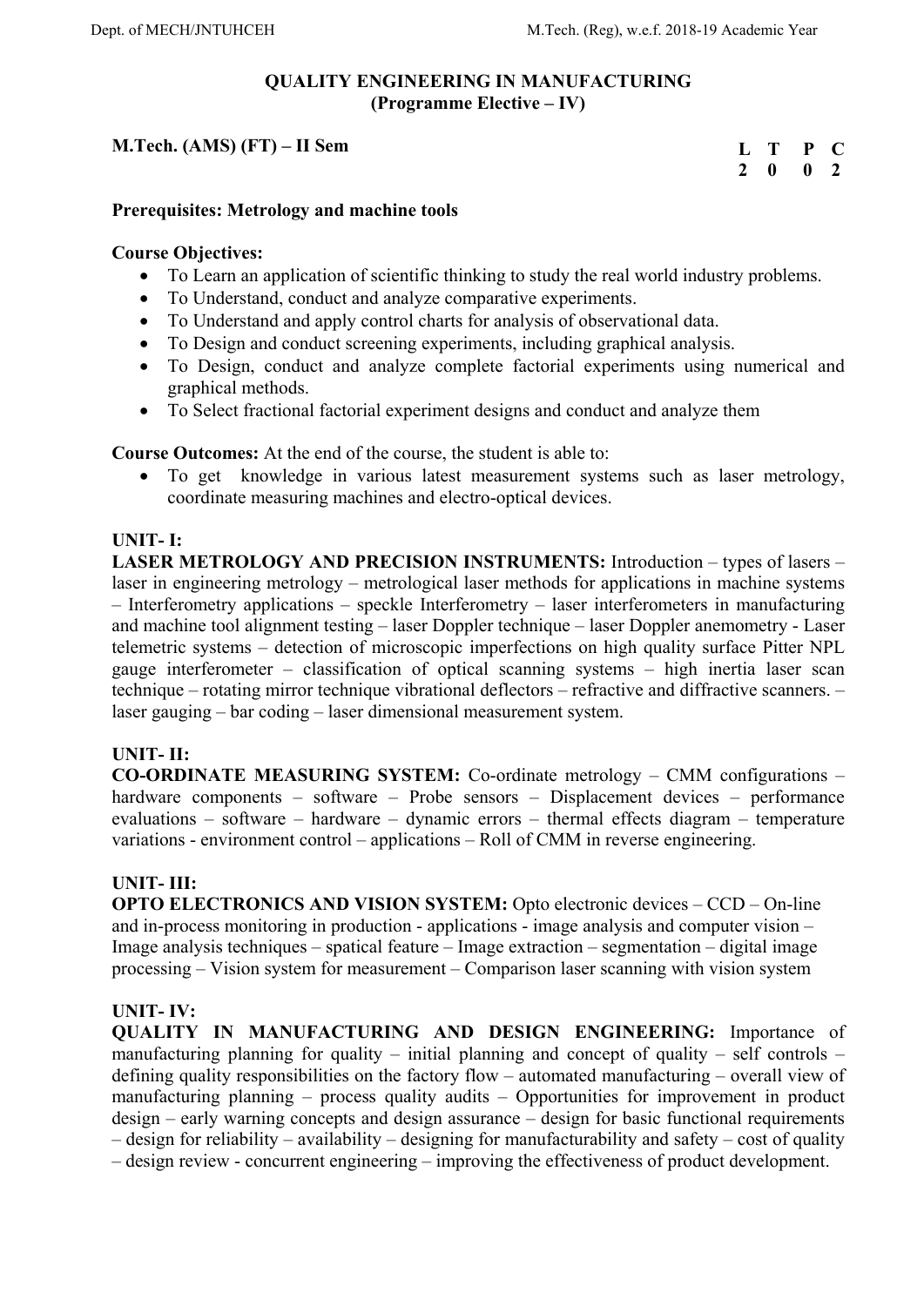## QUALITY ENGINEERING IN MANUFACTURING
### (Programme Elective – IV)

**M.Tech. (AMS) (FT) – II Sem**

| L | T | P | C |
|---|---|---|---|
| 2 | 0 | 0 | 2 |

**Prerequisites: Metrology and machine tools**

**Course Objectives:**

- To Learn an application of scientific thinking to study the real world industry problems.
- To Understand, conduct and analyze comparative experiments.
- To Understand and apply control charts for analysis of observational data.
- To Design and conduct screening experiments, including graphical analysis.
- To Design, conduct and analyze complete factorial experiments using numerical and graphical methods.
- To Select fractional factorial experiment designs and conduct and analyze them

**Course Outcomes:** At the end of the course, the student is able to:

- To get knowledge in various latest measurement systems such as laser metrology, coordinate measuring machines and electro-optical devices.

**UNIT- I:**

**LASER METROLOGY AND PRECISION INSTRUMENTS:** Introduction – types of lasers – laser in engineering metrology – metrological laser methods for applications in machine systems – Interferometry applications – speckle Interferometry – laser interferometers in manufacturing and machine tool alignment testing – laser Doppler technique – laser Doppler anemometry - Laser telemetric systems – detection of microscopic imperfections on high quality surface Pitter NPL gauge interferometer – classification of optical scanning systems – high inertia laser scan technique – rotating mirror technique vibrational deflectors – refractive and diffractive scanners. – laser gauging – bar coding – laser dimensional measurement system.

**UNIT- II:**

**CO-ORDINATE MEASURING SYSTEM:** Co-ordinate metrology – CMM configurations – hardware components – software – Probe sensors – Displacement devices – performance evaluations – software – hardware – dynamic errors – thermal effects diagram – temperature variations - environment control – applications – Roll of CMM in reverse engineering.

**UNIT- III:**

**OPTO ELECTRONICS AND VISION SYSTEM:** Opto electronic devices – CCD – On-line and in-process monitoring in production - applications - image analysis and computer vision – Image analysis techniques – spatical feature – Image extraction – segmentation – digital image processing – Vision system for measurement – Comparison laser scanning with vision system

**UNIT- IV:**

**QUALITY IN MANUFACTURING AND DESIGN ENGINEERING:** Importance of manufacturing planning for quality – initial planning and concept of quality – self controls – defining quality responsibilities on the factory flow – automated manufacturing – overall view of manufacturing planning – process quality audits – Opportunities for improvement in product design – early warning concepts and design assurance – design for basic functional requirements – design for reliability – availability – designing for manufacturability and safety – cost of quality – design review - concurrent engineering – improving the effectiveness of product development.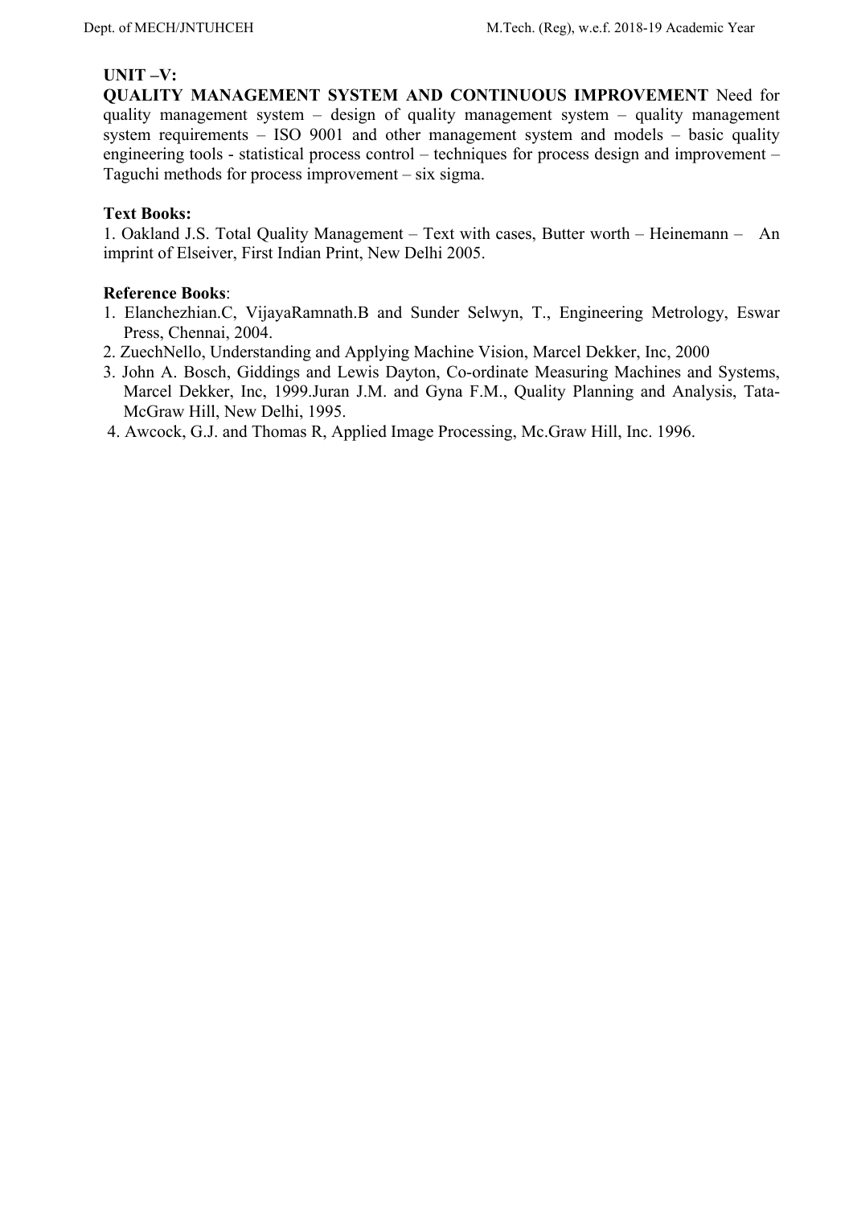**UNIT –V:**

**QUALITY MANAGEMENT SYSTEM AND CONTINUOUS IMPROVEMENT** Need for quality management system – design of quality management system – quality management system requirements – ISO 9001 and other management system and models – basic quality engineering tools - statistical process control – techniques for process design and improvement – Taguchi methods for process improvement – six sigma.

**Text Books:**

1. Oakland J.S. Total Quality Management – Text with cases, Butter worth – Heinemann – An imprint of Elseiver, First Indian Print, New Delhi 2005.

**Reference Books**:

1. Elanchezhian.C, VijayaRamnath.B and Sunder Selwyn, T., Engineering Metrology, Eswar Press, Chennai, 2004.
2. ZuechNello, Understanding and Applying Machine Vision, Marcel Dekker, Inc, 2000
3. John A. Bosch, Giddings and Lewis Dayton, Co-ordinate Measuring Machines and Systems, Marcel Dekker, Inc, 1999.Juran J.M. and Gyna F.M., Quality Planning and Analysis, Tata-McGraw Hill, New Delhi, 1995.
4. Awcock, G.J. and Thomas R, Applied Image Processing, Mc.Graw Hill, Inc. 1996.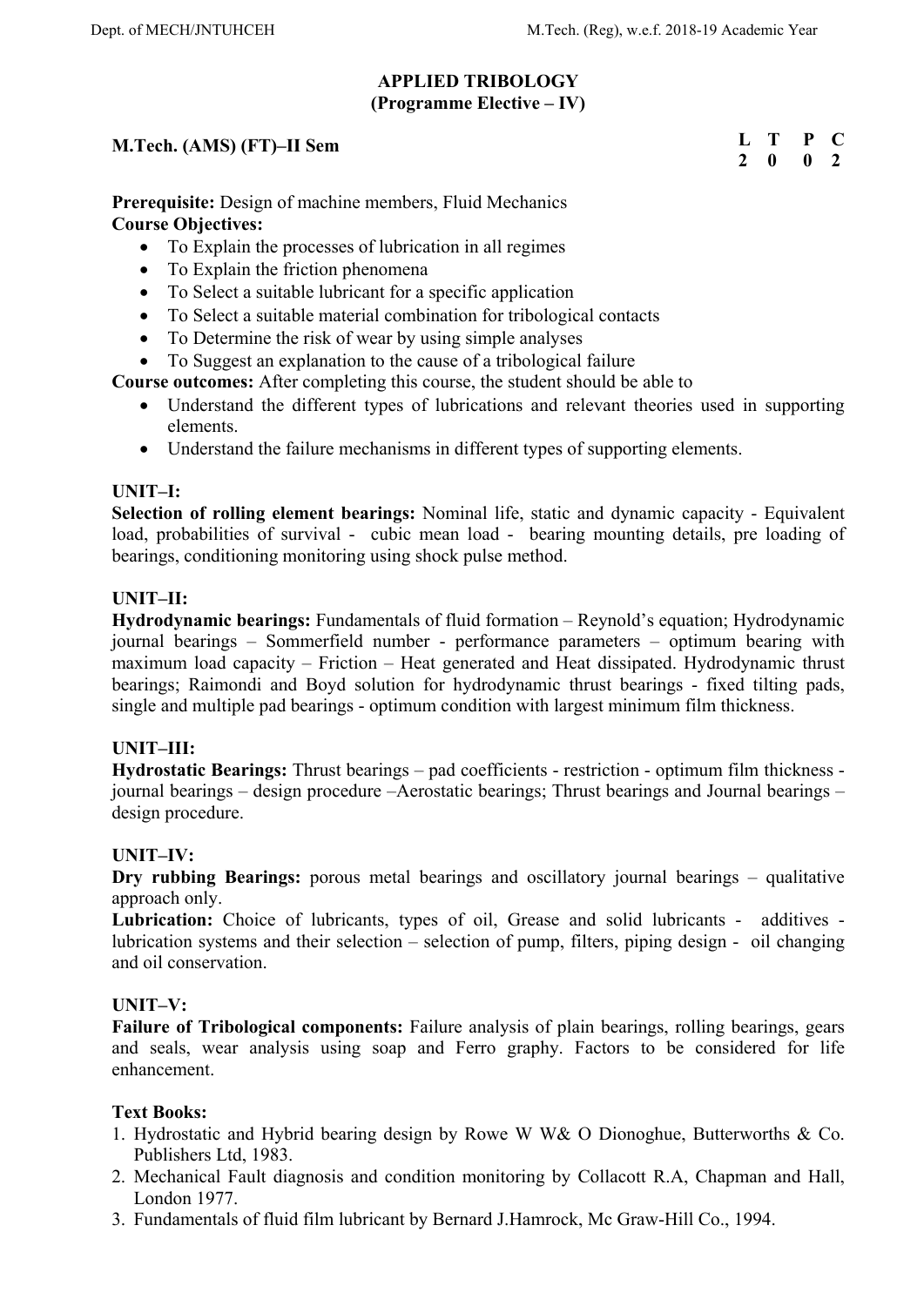# APPLIED TRIBOLOGY
## (Programme Elective – IV)

**M.Tech. (AMS) (FT)–II Sem**

| L | T | P | C |
|---|---|---|---|
| 2 | 0 | 0 | 2 |

**Prerequisite:** Design of machine members, Fluid Mechanics

**Course Objectives:**

- To Explain the processes of lubrication in all regimes
- To Explain the friction phenomena
- To Select a suitable lubricant for a specific application
- To Select a suitable material combination for tribological contacts
- To Determine the risk of wear by using simple analyses
- To Suggest an explanation to the cause of a tribological failure

**Course outcomes:** After completing this course, the student should be able to

- Understand the different types of lubrications and relevant theories used in supporting elements.
- Understand the failure mechanisms in different types of supporting elements.

**UNIT–I:**

**Selection of rolling element bearings:** Nominal life, static and dynamic capacity - Equivalent load, probabilities of survival - cubic mean load - bearing mounting details, pre loading of bearings, conditioning monitoring using shock pulse method.

**UNIT–II:**

**Hydrodynamic bearings:** Fundamentals of fluid formation – Reynold's equation; Hydrodynamic journal bearings – Sommerfield number - performance parameters – optimum bearing with maximum load capacity – Friction – Heat generated and Heat dissipated. Hydrodynamic thrust bearings; Raimondi and Boyd solution for hydrodynamic thrust bearings - fixed tilting pads, single and multiple pad bearings - optimum condition with largest minimum film thickness.

**UNIT–III:**

**Hydrostatic Bearings:** Thrust bearings – pad coefficients - restriction - optimum film thickness - journal bearings – design procedure –Aerostatic bearings; Thrust bearings and Journal bearings – design procedure.

**UNIT–IV:**

**Dry rubbing Bearings:** porous metal bearings and oscillatory journal bearings – qualitative approach only.

**Lubrication:** Choice of lubricants, types of oil, Grease and solid lubricants - additives - lubrication systems and their selection – selection of pump, filters, piping design - oil changing and oil conservation.

**UNIT–V:**

**Failure of Tribological components:** Failure analysis of plain bearings, rolling bearings, gears and seals, wear analysis using soap and Ferro graphy. Factors to be considered for life enhancement.

**Text Books:**

1. Hydrostatic and Hybrid bearing design by Rowe W W& O Dionoghue, Butterworths & Co. Publishers Ltd, 1983.
2. Mechanical Fault diagnosis and condition monitoring by Collacott R.A, Chapman and Hall, London 1977.
3. Fundamentals of fluid film lubricant by Bernard J.Hamrock, Mc Graw-Hill Co., 1994.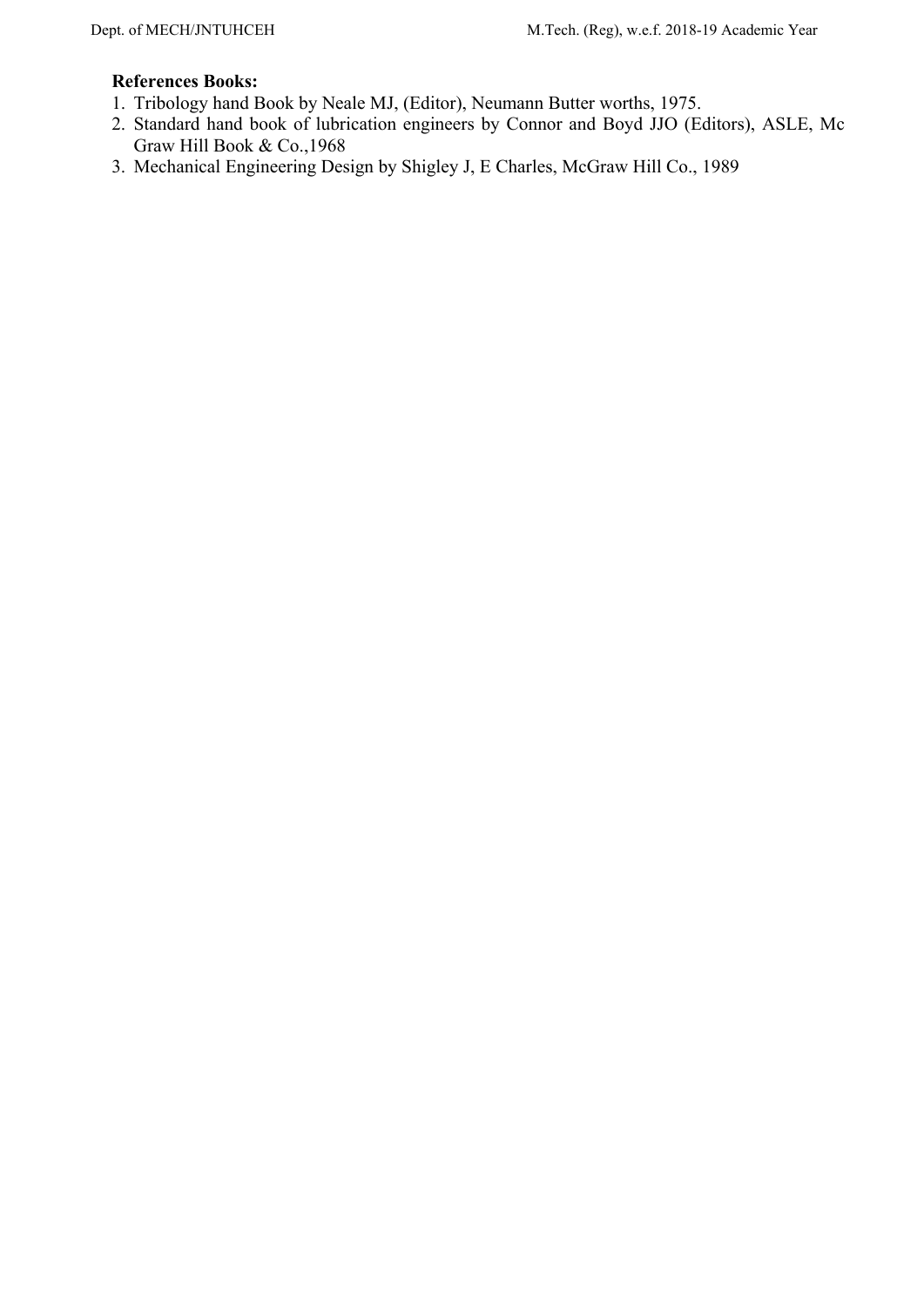**References Books:**

1. Tribology hand Book by Neale MJ, (Editor), Neumann Butter worths, 1975.
2. Standard hand book of lubrication engineers by Connor and Boyd JJO (Editors), ASLE, Mc Graw Hill Book & Co.,1968
3. Mechanical Engineering Design by Shigley J, E Charles, McGraw Hill Co., 1989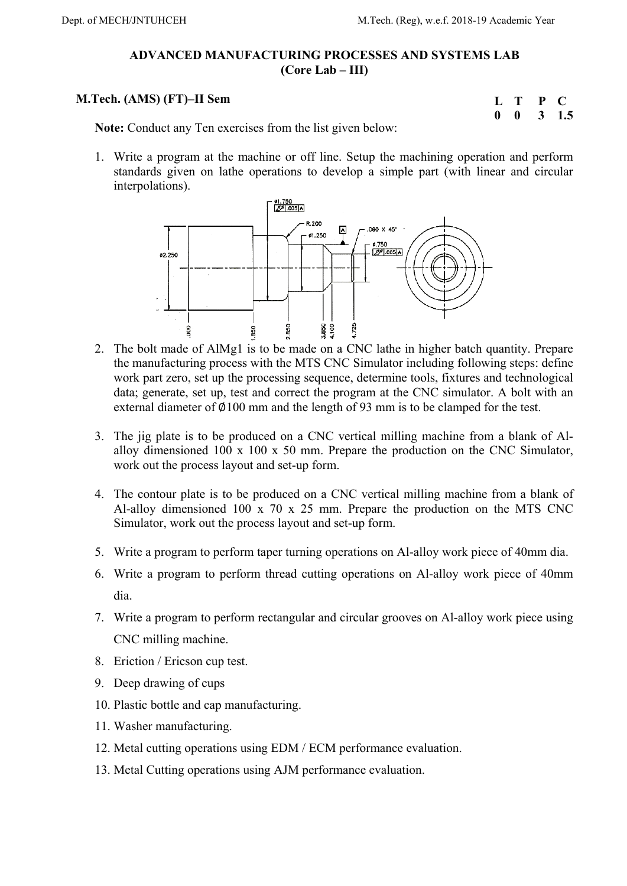## ADVANCED MANUFACTURING PROCESSES AND SYSTEMS LAB
## (Core Lab – III)

**M.Tech. (AMS) (FT)–II Sem**

| L | T | P | C |
|---|---|---|---|
| 0 | 0 | 3 | 1.5 |

**Note:** Conduct any Ten exercises from the list given below:

1. Write a program at the machine or off line. Setup the machining operation and perform standards given on lathe operations to develop a simple part (with linear and circular interpolations).
2. The bolt made of AlMg1 is to be made on a CNC lathe in higher batch quantity. Prepare the manufacturing process with the MTS CNC Simulator including following steps: define work part zero, set up the processing sequence, determine tools, fixtures and technological data; generate, set up, test and correct the program at the CNC simulator. A bolt with an external diameter of Ø100 mm and the length of 93 mm is to be clamped for the test.
3. The jig plate is to be produced on a CNC vertical milling machine from a blank of Al-alloy dimensioned 100 x 100 x 50 mm. Prepare the production on the CNC Simulator, work out the process layout and set-up form.
4. The contour plate is to be produced on a CNC vertical milling machine from a blank of Al-alloy dimensioned 100 x 70 x 25 mm. Prepare the production on the MTS CNC Simulator, work out the process layout and set-up form.
5. Write a program to perform taper turning operations on Al-alloy work piece of 40mm dia.
6. Write a program to perform thread cutting operations on Al-alloy work piece of 40mm dia.
7. Write a program to perform rectangular and circular grooves on Al-alloy work piece using CNC milling machine.
8. Eriction / Ericson cup test.
9. Deep drawing of cups
10. Plastic bottle and cap manufacturing.
11. Washer manufacturing.
12. Metal cutting operations using EDM / ECM performance evaluation.
13. Metal Cutting operations using AJM performance evaluation.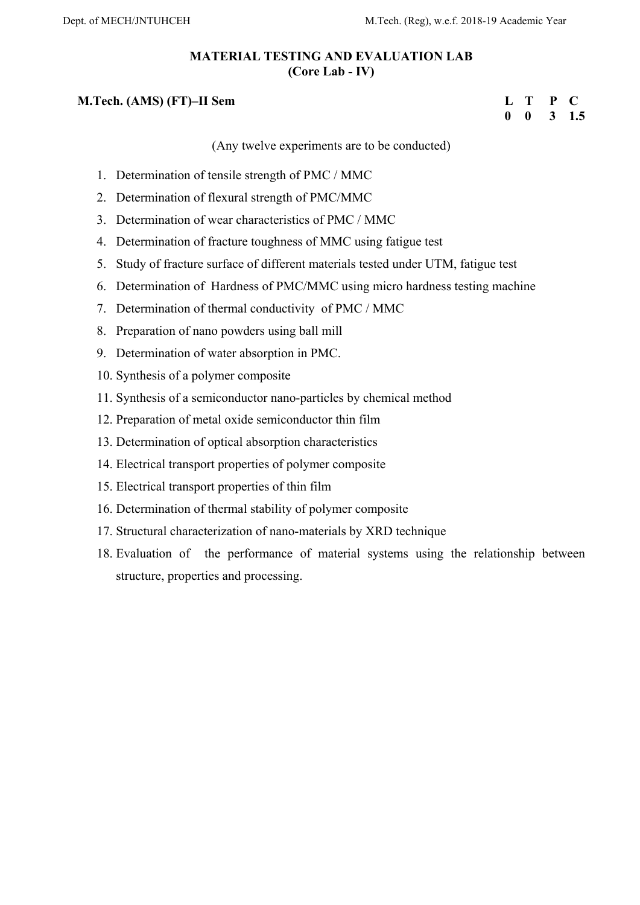## MATERIAL TESTING AND EVALUATION LAB
### (Core Lab - IV)

**M.Tech. (AMS) (FT)–II Sem**

| L | T | P | C |
|---|---|---|---|
| 0 | 0 | 3 | 1.5 |

(Any twelve experiments are to be conducted)

1. Determination of tensile strength of PMC / MMC
2. Determination of flexural strength of PMC/MMC
3. Determination of wear characteristics of PMC / MMC
4. Determination of fracture toughness of MMC using fatigue test
5. Study of fracture surface of different materials tested under UTM, fatigue test
6. Determination of Hardness of PMC/MMC using micro hardness testing machine
7. Determination of thermal conductivity of PMC / MMC
8. Preparation of nano powders using ball mill
9. Determination of water absorption in PMC.
10. Synthesis of a polymer composite
11. Synthesis of a semiconductor nano-particles by chemical method
12. Preparation of metal oxide semiconductor thin film
13. Determination of optical absorption characteristics
14. Electrical transport properties of polymer composite
15. Electrical transport properties of thin film
16. Determination of thermal stability of polymer composite
17. Structural characterization of nano-materials by XRD technique
18. Evaluation of the performance of material systems using the relationship between structure, properties and processing.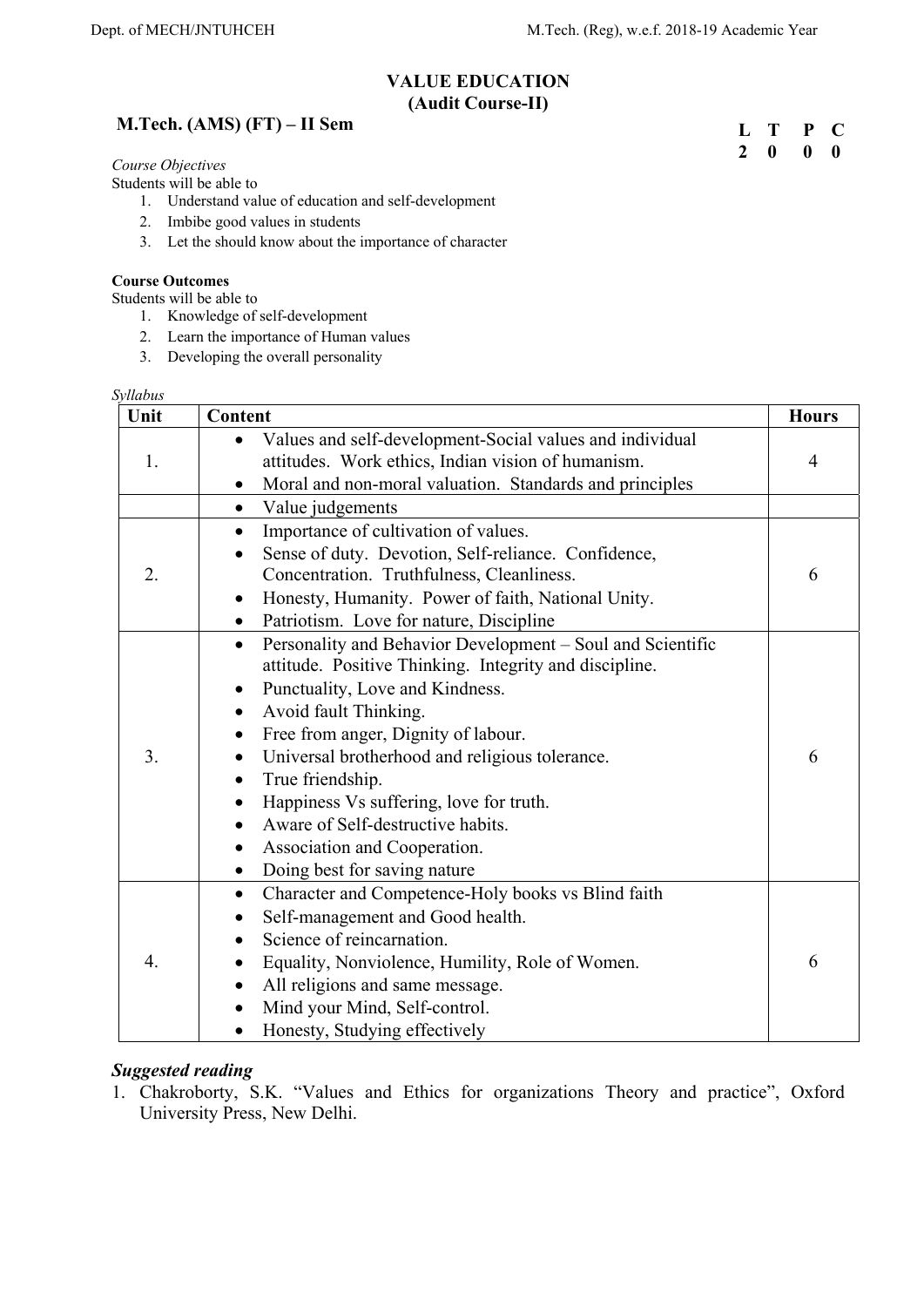## VALUE EDUCATION
## (Audit Course-II)

**M.Tech. (AMS) (FT) – II Sem**

| L | T | P | C |
|---|---|---|---|
| 2 | 0 | 0 | 0 |

*Course Objectives*

Students will be able to
1. Understand value of education and self-development
2. Imbibe good values in students
3. Let the should know about the importance of character

**Course Outcomes**

Students will be able to
1. Knowledge of self-development
2. Learn the importance of Human values
3. Developing the overall personality

*Syllabus*

| Unit | Content | Hours |
|---|---|---|
| 1. | • Values and self-development-Social values and individual attitudes. Work ethics, Indian vision of humanism.<br>• Moral and non-moral valuation. Standards and principles | 4 |
| | • Value judgements | |
| 2. | • Importance of cultivation of values.<br>• Sense of duty. Devotion, Self-reliance. Confidence, Concentration. Truthfulness, Cleanliness.<br>• Honesty, Humanity. Power of faith, National Unity.<br>• Patriotism. Love for nature, Discipline | 6 |
| 3. | • Personality and Behavior Development – Soul and Scientific attitude. Positive Thinking. Integrity and discipline.<br>• Punctuality, Love and Kindness.<br>• Avoid fault Thinking.<br>• Free from anger, Dignity of labour.<br>• Universal brotherhood and religious tolerance.<br>• True friendship.<br>• Happiness Vs suffering, love for truth.<br>• Aware of Self-destructive habits.<br>• Association and Cooperation.<br>• Doing best for saving nature | 6 |
| 4. | • Character and Competence-Holy books vs Blind faith<br>• Self-management and Good health.<br>• Science of reincarnation.<br>• Equality, Nonviolence, Humility, Role of Women.<br>• All religions and same message.<br>• Mind your Mind, Self-control.<br>• Honesty, Studying effectively | 6 |

***Suggested reading***

1. Chakroborty, S.K. "Values and Ethics for organizations Theory and practice", Oxford University Press, New Delhi.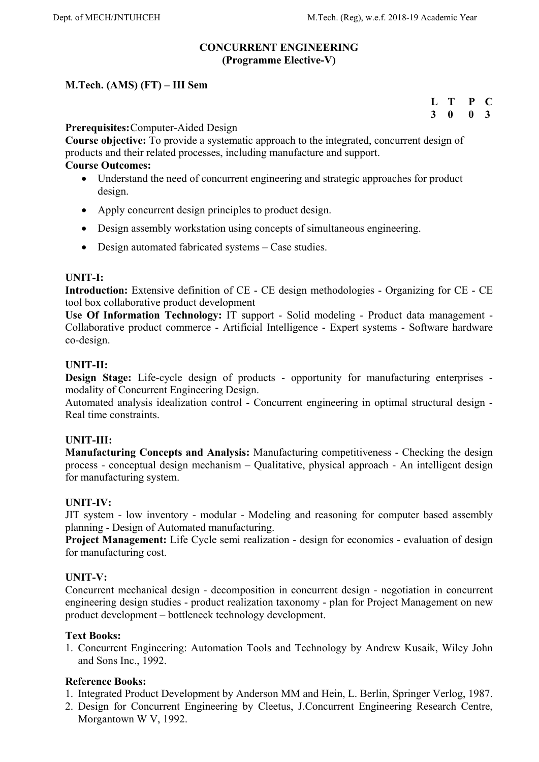# CONCURRENT ENGINEERING
## (Programme Elective-V)

**M.Tech. (AMS) (FT) – III Sem**

| L | T | P | C |
|---|---|---|---|
| 3 | 0 | 0 | 3 |

**Prerequisites:** Computer-Aided Design

**Course objective:** To provide a systematic approach to the integrated, concurrent design of products and their related processes, including manufacture and support.

**Course Outcomes:**

- Understand the need of concurrent engineering and strategic approaches for product design.
- Apply concurrent design principles to product design.
- Design assembly workstation using concepts of simultaneous engineering.
- Design automated fabricated systems – Case studies.

### UNIT-I:

**Introduction:** Extensive definition of CE - CE design methodologies - Organizing for CE - CE tool box collaborative product development

**Use Of Information Technology:** IT support - Solid modeling - Product data management - Collaborative product commerce - Artificial Intelligence - Expert systems - Software hardware co-design.

### UNIT-II:

**Design Stage:** Life-cycle design of products - opportunity for manufacturing enterprises - modality of Concurrent Engineering Design.

Automated analysis idealization control - Concurrent engineering in optimal structural design - Real time constraints.

### UNIT-III:

**Manufacturing Concepts and Analysis:** Manufacturing competitiveness - Checking the design process - conceptual design mechanism – Qualitative, physical approach - An intelligent design for manufacturing system.

### UNIT-IV:

JIT system - low inventory - modular - Modeling and reasoning for computer based assembly planning - Design of Automated manufacturing.

**Project Management:** Life Cycle semi realization - design for economics - evaluation of design for manufacturing cost.

### UNIT-V:

Concurrent mechanical design - decomposition in concurrent design - negotiation in concurrent engineering design studies - product realization taxonomy - plan for Project Management on new product development – bottleneck technology development.

**Text Books:**

1. Concurrent Engineering: Automation Tools and Technology by Andrew Kusaik, Wiley John and Sons Inc., 1992.

**Reference Books:**

1. Integrated Product Development by Anderson MM and Hein, L. Berlin, Springer Verlog, 1987.
2. Design for Concurrent Engineering by Cleetus, J.Concurrent Engineering Research Centre, Morgantown W V, 1992.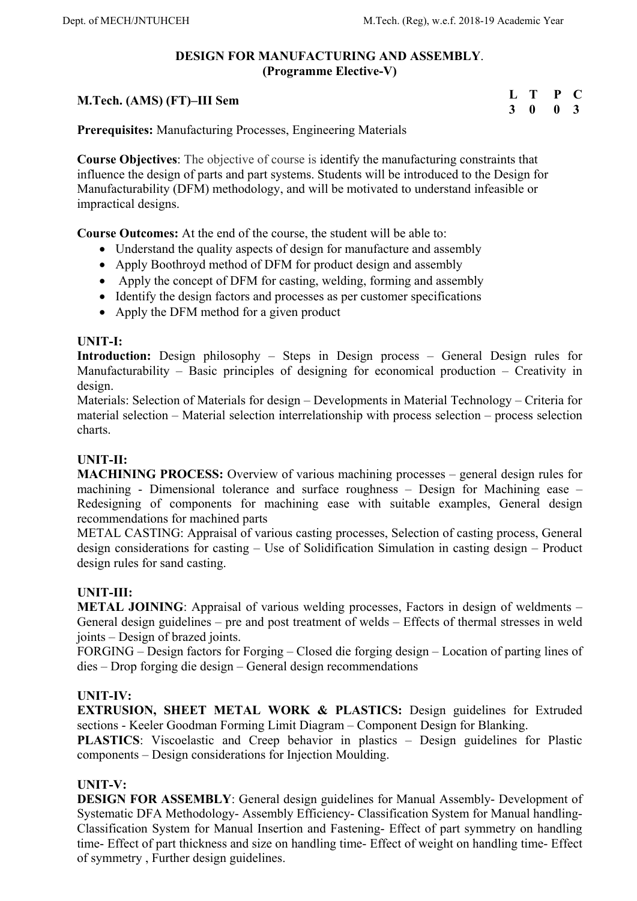## DESIGN FOR MANUFACTURING AND ASSEMBLY.
## (Programme Elective-V)

**M.Tech. (AMS) (FT)–III Sem**

| L | T | P | C |
|---|---|---|---|
| 3 | 0 | 0 | 3 |

**Prerequisites:** Manufacturing Processes, Engineering Materials

**Course Objectives**: The objective of course is identify the manufacturing constraints that influence the design of parts and part systems. Students will be introduced to the Design for Manufacturability (DFM) methodology, and will be motivated to understand infeasible or impractical designs.

**Course Outcomes:** At the end of the course, the student will be able to:

- Understand the quality aspects of design for manufacture and assembly
- Apply Boothroyd method of DFM for product design and assembly
- Apply the concept of DFM for casting, welding, forming and assembly
- Identify the design factors and processes as per customer specifications
- Apply the DFM method for a given product

**UNIT-I:**

**Introduction:** Design philosophy – Steps in Design process – General Design rules for Manufacturability – Basic principles of designing for economical production – Creativity in design.

Materials: Selection of Materials for design – Developments in Material Technology – Criteria for material selection – Material selection interrelationship with process selection – process selection charts.

**UNIT-II:**

**MACHINING PROCESS:** Overview of various machining processes – general design rules for machining - Dimensional tolerance and surface roughness – Design for Machining ease – Redesigning of components for machining ease with suitable examples, General design recommendations for machined parts

METAL CASTING: Appraisal of various casting processes, Selection of casting process, General design considerations for casting – Use of Solidification Simulation in casting design – Product design rules for sand casting.

**UNIT-III:**

**METAL JOINING**: Appraisal of various welding processes, Factors in design of weldments – General design guidelines – pre and post treatment of welds – Effects of thermal stresses in weld joints – Design of brazed joints.

FORGING – Design factors for Forging – Closed die forging design – Location of parting lines of dies – Drop forging die design – General design recommendations

**UNIT-IV:**

**EXTRUSION, SHEET METAL WORK & PLASTICS:** Design guidelines for Extruded sections - Keeler Goodman Forming Limit Diagram – Component Design for Blanking.

**PLASTICS**: Viscoelastic and Creep behavior in plastics – Design guidelines for Plastic components – Design considerations for Injection Moulding.

**UNIT-V:**

**DESIGN FOR ASSEMBLY**: General design guidelines for Manual Assembly- Development of Systematic DFA Methodology- Assembly Efficiency- Classification System for Manual handling- Classification System for Manual Insertion and Fastening- Effect of part symmetry on handling time- Effect of part thickness and size on handling time- Effect of weight on handling time- Effect of symmetry , Further design guidelines.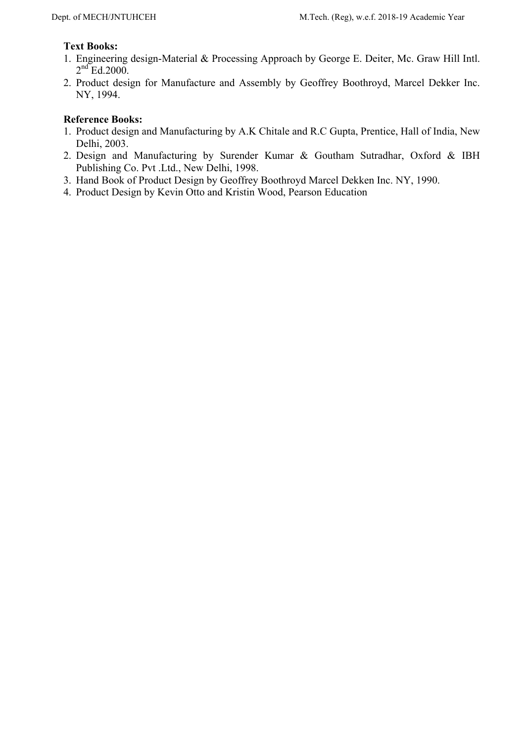**Text Books:**

1. Engineering design-Material & Processing Approach by George E. Deiter, Mc. Graw Hill Intl. $2^{nd}$ Ed.2000.
2. Product design for Manufacture and Assembly by Geoffrey Boothroyd, Marcel Dekker Inc. NY, 1994.

**Reference Books:**

1. Product design and Manufacturing by A.K Chitale and R.C Gupta, Prentice, Hall of India, New Delhi, 2003.
2. Design and Manufacturing by Surender Kumar & Goutham Sutradhar, Oxford & IBH Publishing Co. Pvt .Ltd., New Delhi, 1998.
3. Hand Book of Product Design by Geoffrey Boothroyd Marcel Dekken Inc. NY, 1990.
4. Product Design by Kevin Otto and Kristin Wood, Pearson Education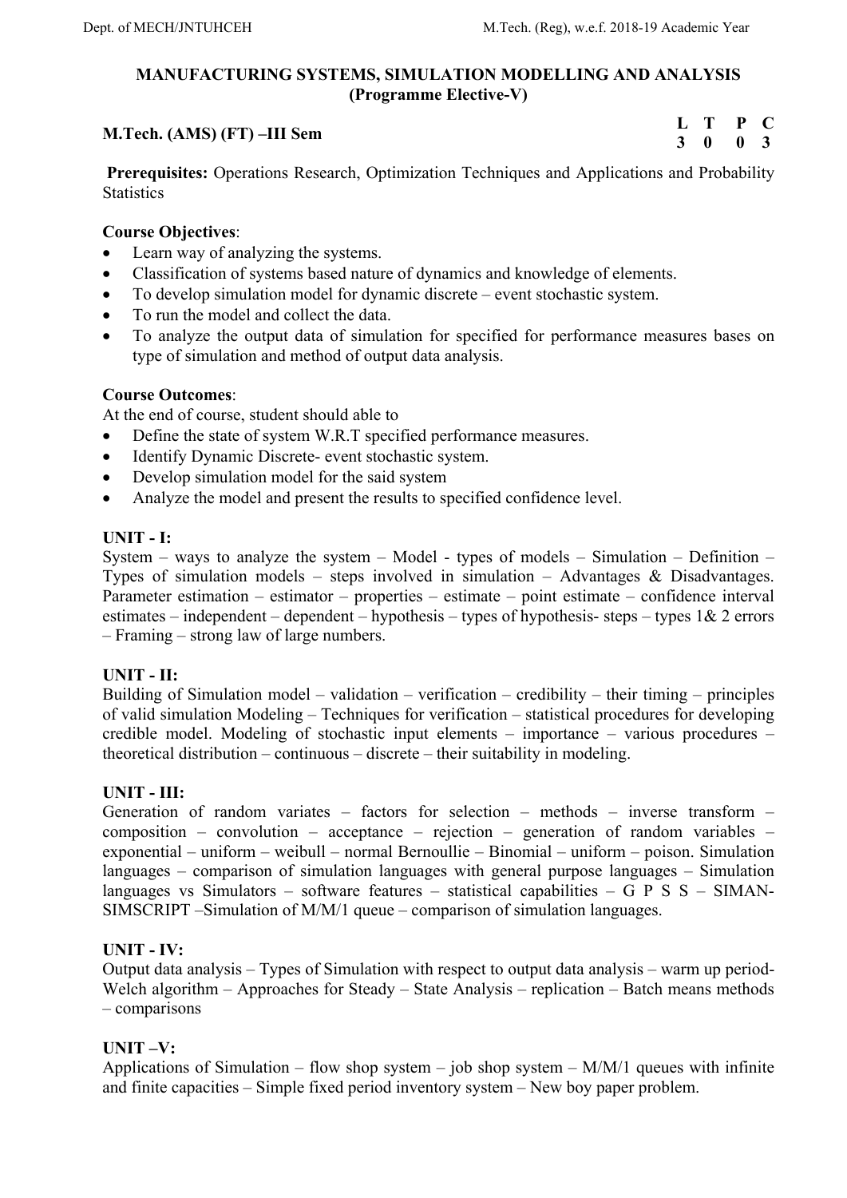## MANUFACTURING SYSTEMS, SIMULATION MODELLING AND ANALYSIS
### (Programme Elective-V)

| **M.Tech. (AMS) (FT) –III Sem** | **L** | **T** | **P** | **C** |
|---|---|---|---|---|
| | **3** | **0** | **0** | **3** |

**Prerequisites:** Operations Research, Optimization Techniques and Applications and Probability Statistics

**Course Objectives**:

- Learn way of analyzing the systems.
- Classification of systems based nature of dynamics and knowledge of elements.
- To develop simulation model for dynamic discrete – event stochastic system.
- To run the model and collect the data.
- To analyze the output data of simulation for specified for performance measures bases on type of simulation and method of output data analysis.

**Course Outcomes**:

At the end of course, student should able to

- Define the state of system W.R.T specified performance measures.
- Identify Dynamic Discrete- event stochastic system.
- Develop simulation model for the said system
- Analyze the model and present the results to specified confidence level.

**UNIT - I:**

System – ways to analyze the system – Model - types of models – Simulation – Definition – Types of simulation models – steps involved in simulation – Advantages & Disadvantages. Parameter estimation – estimator – properties – estimate – point estimate – confidence interval estimates – independent – dependent – hypothesis – types of hypothesis- steps – types 1& 2 errors – Framing – strong law of large numbers.

**UNIT - II:**

Building of Simulation model – validation – verification – credibility – their timing – principles of valid simulation Modeling – Techniques for verification – statistical procedures for developing credible model. Modeling of stochastic input elements – importance – various procedures – theoretical distribution – continuous – discrete – their suitability in modeling.

**UNIT - III:**

Generation of random variates – factors for selection – methods – inverse transform – composition – convolution – acceptance – rejection – generation of random variables – exponential – uniform – weibull – normal Bernoullie – Binomial – uniform – poison. Simulation languages – comparison of simulation languages with general purpose languages – Simulation languages vs Simulators – software features – statistical capabilities – G P S S – SIMAN-SIMSCRIPT –Simulation of M/M/1 queue – comparison of simulation languages.

**UNIT - IV:**

Output data analysis – Types of Simulation with respect to output data analysis – warm up period-Welch algorithm – Approaches for Steady – State Analysis – replication – Batch means methods – comparisons

**UNIT –V:**

Applications of Simulation – flow shop system – job shop system – M/M/1 queues with infinite and finite capacities – Simple fixed period inventory system – New boy paper problem.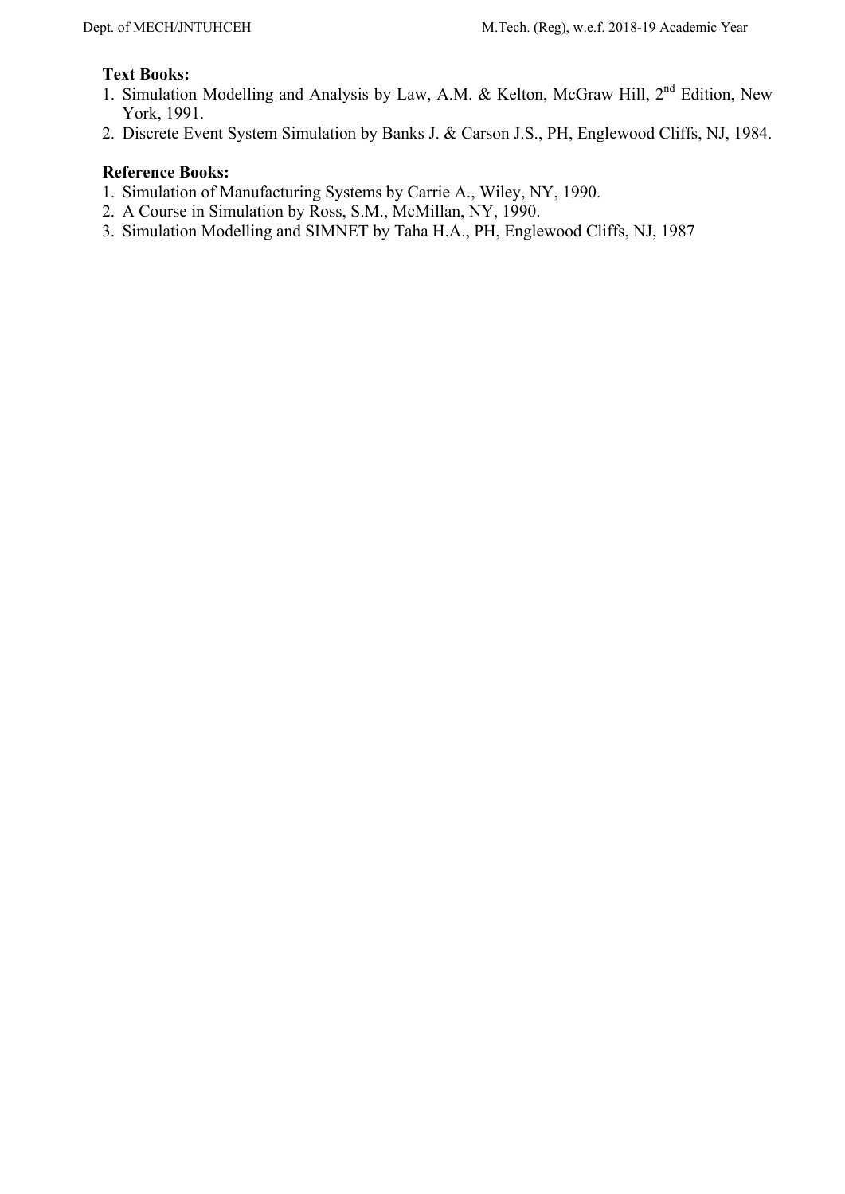**Text Books:**

1. Simulation Modelling and Analysis by Law, A.M. & Kelton, McGraw Hill, 2nd Edition, New York, 1991.
2. Discrete Event System Simulation by Banks J. & Carson J.S., PH, Englewood Cliffs, NJ, 1984.

**Reference Books:**

1. Simulation of Manufacturing Systems by Carrie A., Wiley, NY, 1990.
2. A Course in Simulation by Ross, S.M., McMillan, NY, 1990.
3. Simulation Modelling and SIMNET by Taha H.A., PH, Englewood Cliffs, NJ, 1987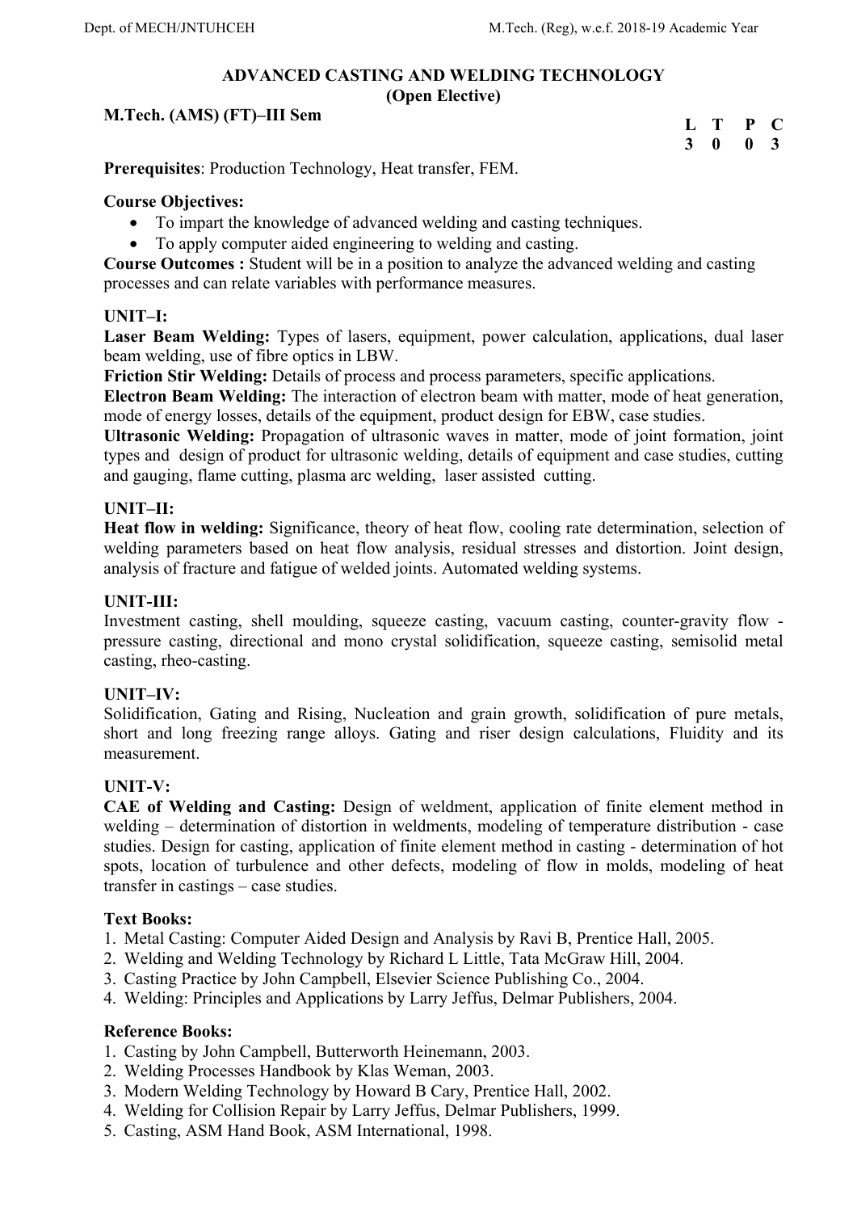# ADVANCED CASTING AND WELDING TECHNOLOGY
## (Open Elective)

**M.Tech. (AMS) (FT)–III Sem**

| L | T | P | C |
|---|---|---|---|
| 3 | 0 | 0 | 3 |

**Prerequisites**: Production Technology, Heat transfer, FEM.

**Course Objectives:**

- To impart the knowledge of advanced welding and casting techniques.
- To apply computer aided engineering to welding and casting.

**Course Outcomes :** Student will be in a position to analyze the advanced welding and casting processes and can relate variables with performance measures.

**UNIT–I:**

**Laser Beam Welding:** Types of lasers, equipment, power calculation, applications, dual laser beam welding, use of fibre optics in LBW.

**Friction Stir Welding:** Details of process and process parameters, specific applications.

**Electron Beam Welding:** The interaction of electron beam with matter, mode of heat generation, mode of energy losses, details of the equipment, product design for EBW, case studies.

**Ultrasonic Welding:** Propagation of ultrasonic waves in matter, mode of joint formation, joint types and design of product for ultrasonic welding, details of equipment and case studies, cutting and gauging, flame cutting, plasma arc welding, laser assisted cutting.

**UNIT–II:**

**Heat flow in welding:** Significance, theory of heat flow, cooling rate determination, selection of welding parameters based on heat flow analysis, residual stresses and distortion. Joint design, analysis of fracture and fatigue of welded joints. Automated welding systems.

**UNIT-III:**

Investment casting, shell moulding, squeeze casting, vacuum casting, counter-gravity flow - pressure casting, directional and mono crystal solidification, squeeze casting, semisolid metal casting, rheo-casting.

**UNIT–IV:**

Solidification, Gating and Rising, Nucleation and grain growth, solidification of pure metals, short and long freezing range alloys. Gating and riser design calculations, Fluidity and its measurement.

**UNIT-V:**

**CAE of Welding and Casting:** Design of weldment, application of finite element method in welding – determination of distortion in weldments, modeling of temperature distribution - case studies. Design for casting, application of finite element method in casting - determination of hot spots, location of turbulence and other defects, modeling of flow in molds, modeling of heat transfer in castings – case studies.

**Text Books:**

1. Metal Casting: Computer Aided Design and Analysis by Ravi B, Prentice Hall, 2005.
2. Welding and Welding Technology by Richard L Little, Tata McGraw Hill, 2004.
3. Casting Practice by John Campbell, Elsevier Science Publishing Co., 2004.
4. Welding: Principles and Applications by Larry Jeffus, Delmar Publishers, 2004.

**Reference Books:**

1. Casting by John Campbell, Butterworth Heinemann, 2003.
2. Welding Processes Handbook by Klas Weman, 2003.
3. Modern Welding Technology by Howard B Cary, Prentice Hall, 2002.
4. Welding for Collision Repair by Larry Jeffus, Delmar Publishers, 1999.
5. Casting, ASM Hand Book, ASM International, 1998.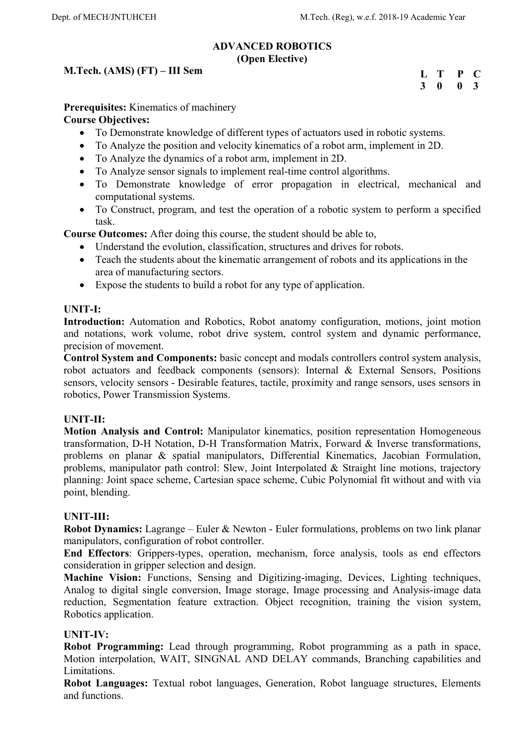## ADVANCED ROBOTICS
### (Open Elective)

**M.Tech. (AMS) (FT) – III Sem**

| L | T | P | C |
|---|---|---|---|
| 3 | 0 | 0 | 3 |

**Prerequisites:** Kinematics of machinery

**Course Objectives:**

- To Demonstrate knowledge of different types of actuators used in robotic systems.
- To Analyze the position and velocity kinematics of a robot arm, implement in 2D.
- To Analyze the dynamics of a robot arm, implement in 2D.
- To Analyze sensor signals to implement real-time control algorithms.
- To Demonstrate knowledge of error propagation in electrical, mechanical and computational systems.
- To Construct, program, and test the operation of a robotic system to perform a specified task.

**Course Outcomes:** After doing this course, the student should be able to,

- Understand the evolution, classification, structures and drives for robots.
- Teach the students about the kinematic arrangement of robots and its applications in the area of manufacturing sectors.
- Expose the students to build a robot for any type of application.

**UNIT-I:**

**Introduction:** Automation and Robotics, Robot anatomy configuration, motions, joint motion and notations, work volume, robot drive system, control system and dynamic performance, precision of movement.

**Control System and Components:** basic concept and modals controllers control system analysis, robot actuators and feedback components (sensors): Internal & External Sensors, Positions sensors, velocity sensors - Desirable features, tactile, proximity and range sensors, uses sensors in robotics, Power Transmission Systems.

**UNIT-II:**

**Motion Analysis and Control:** Manipulator kinematics, position representation Homogeneous transformation, D-H Notation, D-H Transformation Matrix, Forward & Inverse transformations, problems on planar & spatial manipulators, Differential Kinematics, Jacobian Formulation, problems, manipulator path control: Slew, Joint Interpolated & Straight line motions, trajectory planning: Joint space scheme, Cartesian space scheme, Cubic Polynomial fit without and with via point, blending.

**UNIT-III:**

**Robot Dynamics:** Lagrange – Euler & Newton - Euler formulations, problems on two link planar manipulators, configuration of robot controller.

**End Effectors**: Grippers-types, operation, mechanism, force analysis, tools as end effectors consideration in gripper selection and design.

**Machine Vision:** Functions, Sensing and Digitizing-imaging, Devices, Lighting techniques, Analog to digital single conversion, Image storage, Image processing and Analysis-image data reduction, Segmentation feature extraction. Object recognition, training the vision system, Robotics application.

**UNIT-IV:**

**Robot Programming:** Lead through programming, Robot programming as a path in space, Motion interpolation, WAIT, SINGNAL AND DELAY commands, Branching capabilities and Limitations.

**Robot Languages:** Textual robot languages, Generation, Robot language structures, Elements and functions.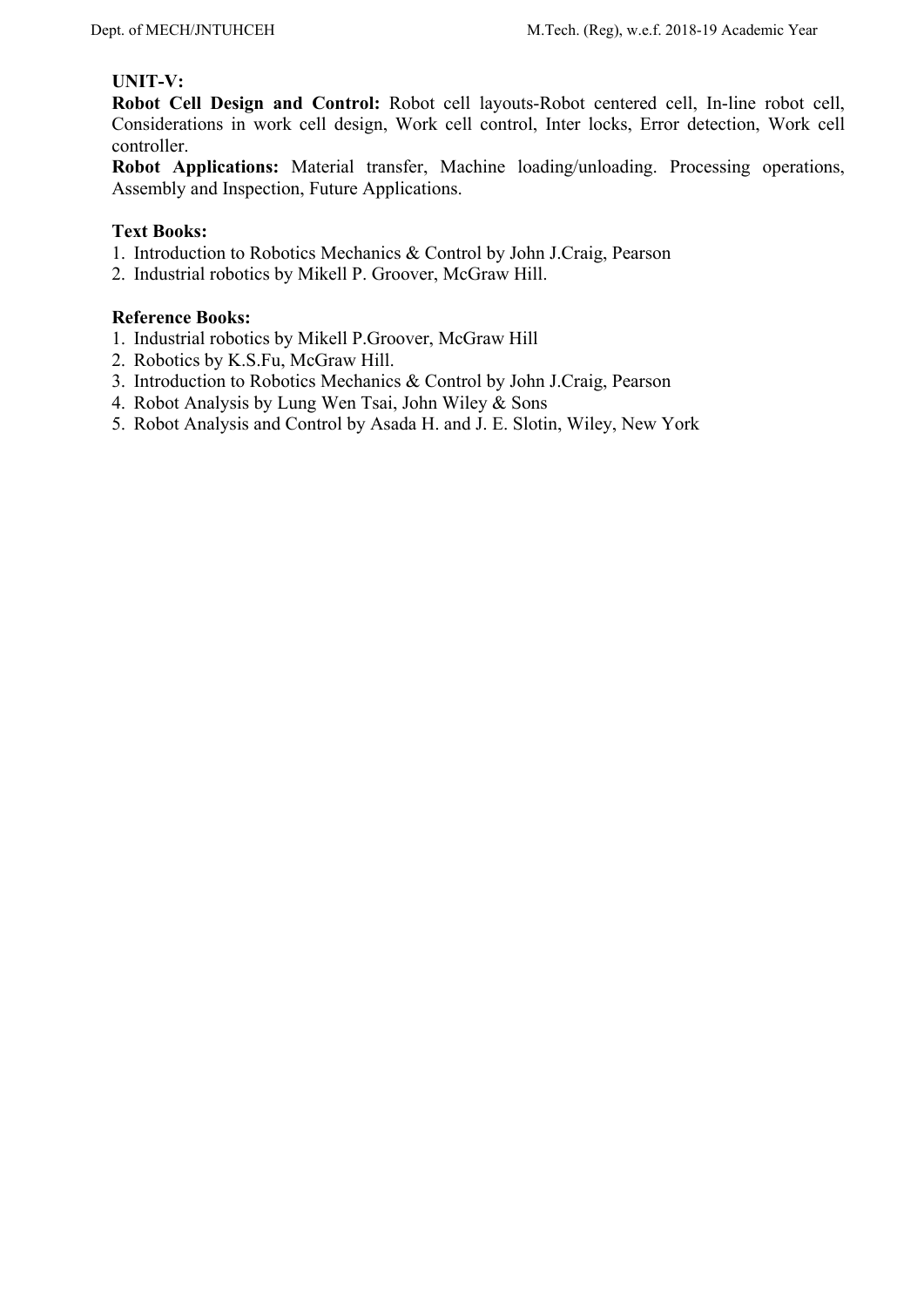**UNIT-V:**

**Robot Cell Design and Control:** Robot cell layouts-Robot centered cell, In-line robot cell, Considerations in work cell design, Work cell control, Inter locks, Error detection, Work cell controller.

**Robot Applications:** Material transfer, Machine loading/unloading. Processing operations, Assembly and Inspection, Future Applications.

**Text Books:**

1. Introduction to Robotics Mechanics & Control by John J.Craig, Pearson
2. Industrial robotics by Mikell P. Groover, McGraw Hill.

**Reference Books:**

1. Industrial robotics by Mikell P.Groover, McGraw Hill
2. Robotics by K.S.Fu, McGraw Hill.
3. Introduction to Robotics Mechanics & Control by John J.Craig, Pearson
4. Robot Analysis by Lung Wen Tsai, John Wiley & Sons
5. Robot Analysis and Control by Asada H. and J. E. Slotin, Wiley, New York